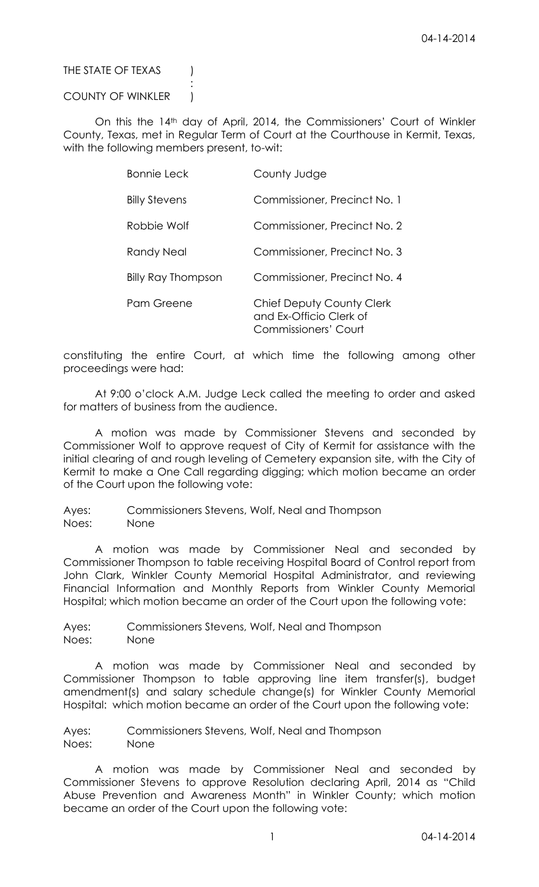THE STATE OF TEXAS )
:
COUNTY OF WINKLER )

On this the 14th day of April, 2014, the Commissioners' Court of Winkler County, Texas, met in Regular Term of Court at the Courthouse in Kermit, Texas, with the following members present, to-wit:

| | |
|---|---|
| Bonnie Leck | County Judge |
| Billy Stevens | Commissioner, Precinct No. 1 |
| Robbie Wolf | Commissioner, Precinct No. 2 |
| Randy Neal | Commissioner, Precinct No. 3 |
| Billy Ray Thompson | Commissioner, Precinct No. 4 |
| Pam Greene | Chief Deputy County Clerk and Ex-Officio Clerk of Commissioners' Court |

constituting the entire Court, at which time the following among other proceedings were had:

At 9:00 o'clock A.M. Judge Leck called the meeting to order and asked for matters of business from the audience.

A motion was made by Commissioner Stevens and seconded by Commissioner Wolf to approve request of City of Kermit for assistance with the initial clearing of and rough leveling of Cemetery expansion site, with the City of Kermit to make a One Call regarding digging; which motion became an order of the Court upon the following vote:

Ayes: Commissioners Stevens, Wolf, Neal and Thompson
Noes: None

A motion was made by Commissioner Neal and seconded by Commissioner Thompson to table receiving Hospital Board of Control report from John Clark, Winkler County Memorial Hospital Administrator, and reviewing Financial Information and Monthly Reports from Winkler County Memorial Hospital; which motion became an order of the Court upon the following vote:

Ayes: Commissioners Stevens, Wolf, Neal and Thompson
Noes: None

A motion was made by Commissioner Neal and seconded by Commissioner Thompson to table approving line item transfer(s), budget amendment(s) and salary schedule change(s) for Winkler County Memorial Hospital: which motion became an order of the Court upon the following vote:

Ayes: Commissioners Stevens, Wolf, Neal and Thompson
Noes: None

A motion was made by Commissioner Neal and seconded by Commissioner Stevens to approve Resolution declaring April, 2014 as "Child Abuse Prevention and Awareness Month" in Winkler County; which motion became an order of the Court upon the following vote: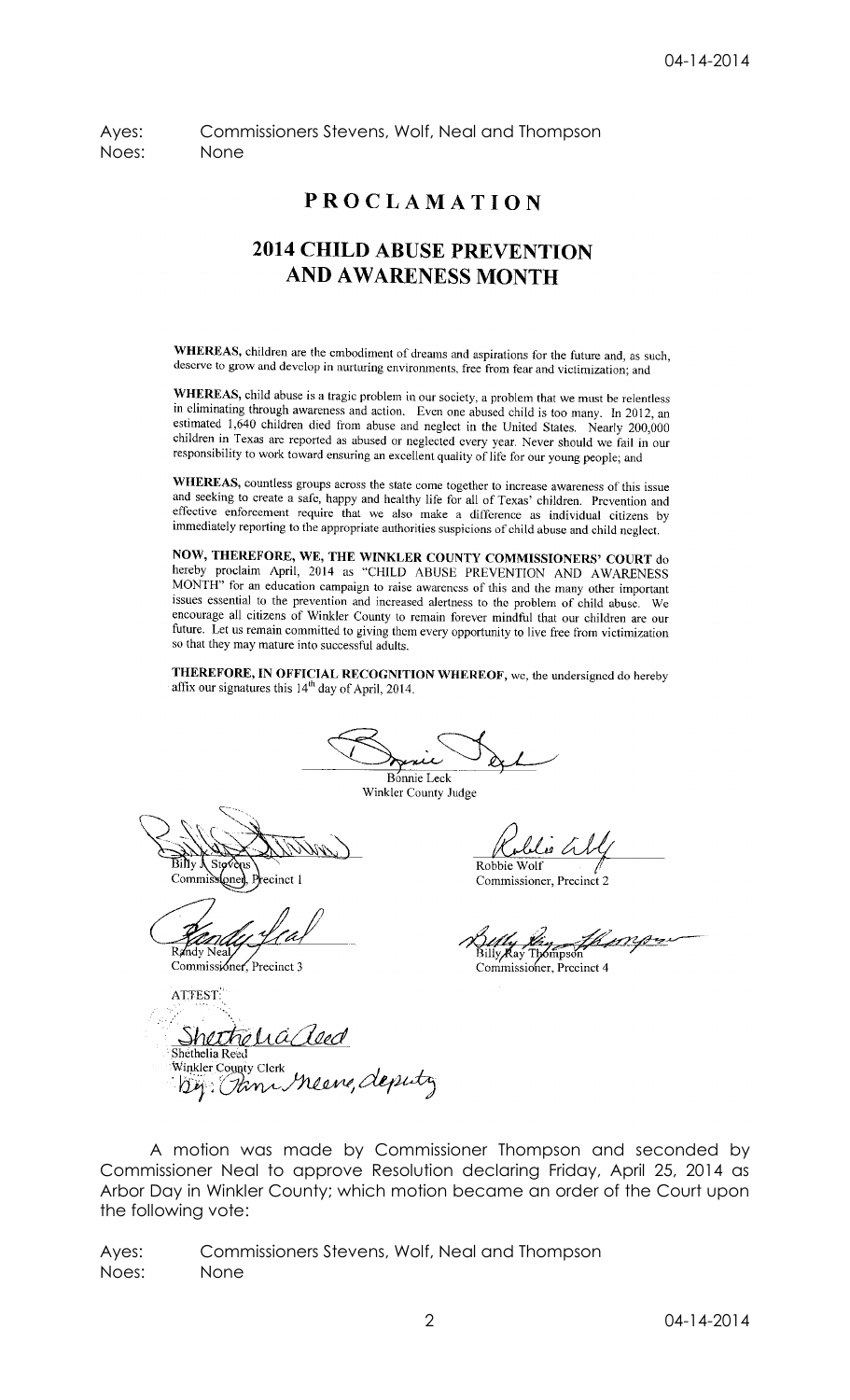Ayes: Commissioners Stevens, Wolf, Neal and Thompson
Noes: None

# PROCLAMATION

## 2014 CHILD ABUSE PREVENTION AND AWARENESS MONTH

**WHEREAS,** children are the embodiment of dreams and aspirations for the future and, as such, deserve to grow and develop in nurturing environments, free from fear and victimization; and

**WHEREAS,** child abuse is a tragic problem in our society, a problem that we must be relentless in eliminating through awareness and action. Even one abused child is too many. In 2012, an estimated 1,640 children died from abuse and neglect in the United States. Nearly 200,000 children in Texas are reported as abused or neglected every year. Never should we fail in our responsibility to work toward ensuring an excellent quality of life for our young people; and

**WHEREAS,** countless groups across the state come together to increase awareness of this issue and seeking to create a safe, happy and healthy life for all of Texas' children. Prevention and effective enforcement require that we also make a difference as individual citizens by immediately reporting to the appropriate authorities suspicions of child abuse and child neglect.

**NOW, THEREFORE, WE, THE WINKLER COUNTY COMMISSIONERS' COURT** do hereby proclaim April, 2014 as "CHILD ABUSE PREVENTION AND AWARENESS MONTH" for an education campaign to raise awareness of this and the many other important issues essential to the prevention and increased alertness to the problem of child abuse. We encourage all citizens of Winkler County to remain forever mindful that our children are our future. Let us remain committed to giving them every opportunity to live free from victimization so that they may mature into successful adults.

**THEREFORE, IN OFFICIAL RECOGNITION WHEREOF,** we, the undersigned do hereby affix our signatures this 14th day of April, 2014.

Bonnie Leck
Winkler County Judge

Billy J. Stevens
Commissioner, Precinct 1

Robbie Wolf
Commissioner, Precinct 2

Randy Neal
Commissioner, Precinct 3

Billy Ray Thompson
Commissioner, Precinct 4

ATTEST:

Shethelia Reed
Winkler County Clerk
By: Pam Means, deputy

A motion was made by Commissioner Thompson and seconded by Commissioner Neal to approve Resolution declaring Friday, April 25, 2014 as Arbor Day in Winkler County; which motion became an order of the Court upon the following vote:

Ayes: Commissioners Stevens, Wolf, Neal and Thompson
Noes: None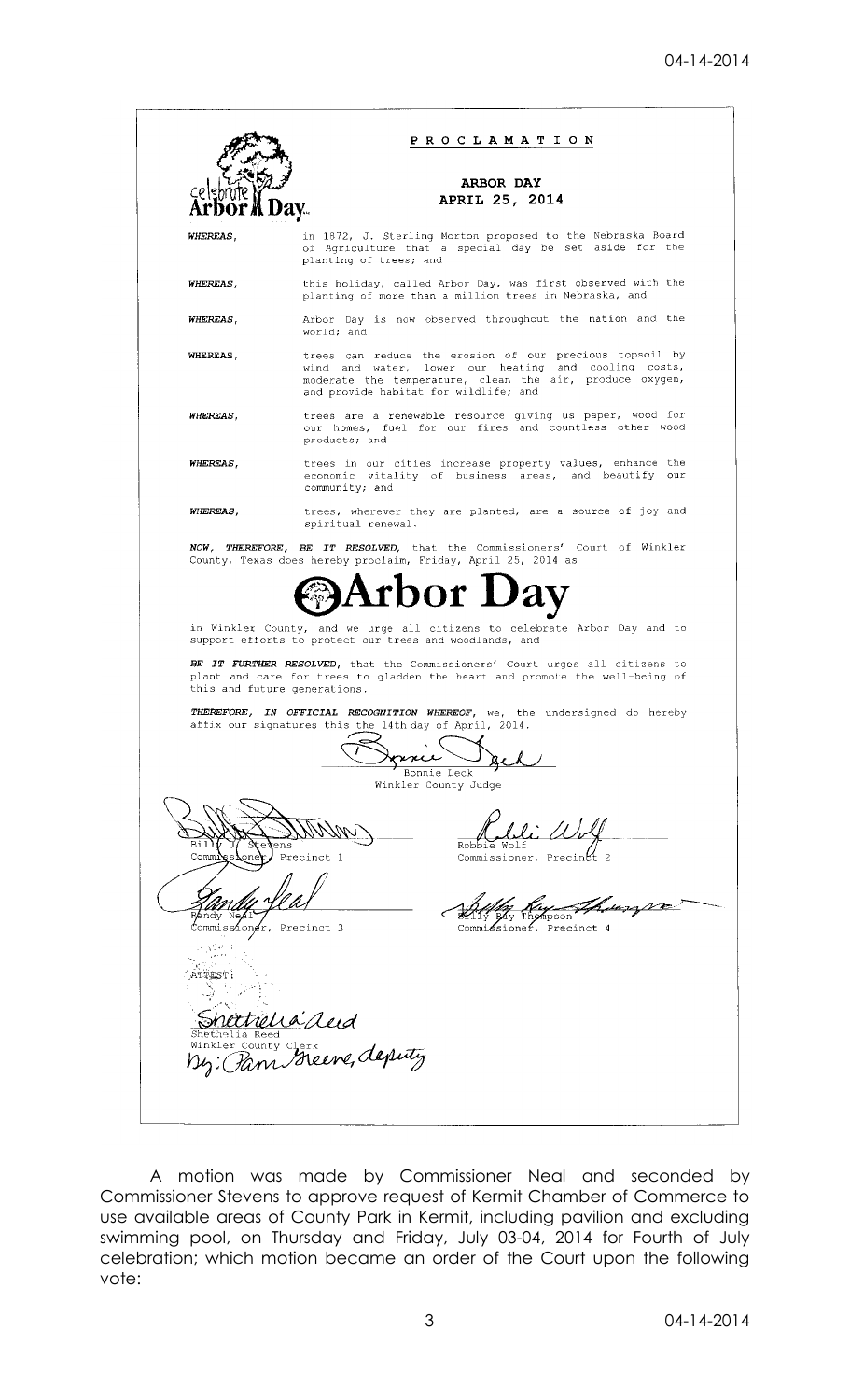# PROCLAMATION

## ARBOR DAY
## APRIL 25, 2014

*WHEREAS*, in 1872, J. Sterling Morton proposed to the Nebraska Board of Agriculture that a special day be set aside for the planting of trees; and

*WHEREAS*, this holiday, called Arbor Day, was first observed with the planting of more than a million trees in Nebraska, and

*WHEREAS*, Arbor Day is now observed throughout the nation and the world; and

WHEREAS, trees can reduce the erosion of our precious topsoil by wind and water, lower our heating and cooling costs, moderate the temperature, clean the air, produce oxygen, and provide habitat for wildlife; and

*WHEREAS*, trees are a renewable resource giving us paper, wood for our homes, fuel for our fires and countless other wood products; and

*WHEREAS*, trees in our cities increase property values, enhance the economic vitality of business areas, and beautify our community; and

*WHEREAS*, trees, wherever they are planted, are a source of joy and spiritual renewal.

***NOW, THEREFORE, BE IT RESOLVED***, that the Commissioners' Court of Winkler County, Texas does hereby proclaim, Friday, April 25, 2014 as

# Arbor Day

in Winkler County, and we urge all citizens to celebrate Arbor Day and to support efforts to protect our trees and woodlands, and

***BE IT FURTHER RESOLVED***, that the Commissioners' Court urges all citizens to plant and care for trees to gladden the heart and promote the well-being of this and future generations.

***THEREFORE, IN OFFICIAL RECOGNITION WHEREOF***, we, the undersigned do hereby affix our signatures this the 14th day of April, 2014.

Bonnie Leck
Winkler County Judge

Billy J. Stevens
Commissioner, Precinct 1

Robbie Wolf
Commissioner, Precinct 2

Randy Neal
Commissioner, Precinct 3

Billy Ray Thompson
Commissioner, Precinct 4

ATTEST:

Shethelia Reed
Winkler County Clerk
By: Pam Greene, deputy

A motion was made by Commissioner Neal and seconded by Commissioner Stevens to approve request of Kermit Chamber of Commerce to use available areas of County Park in Kermit, including pavilion and excluding swimming pool, on Thursday and Friday, July 03-04, 2014 for Fourth of July celebration; which motion became an order of the Court upon the following vote: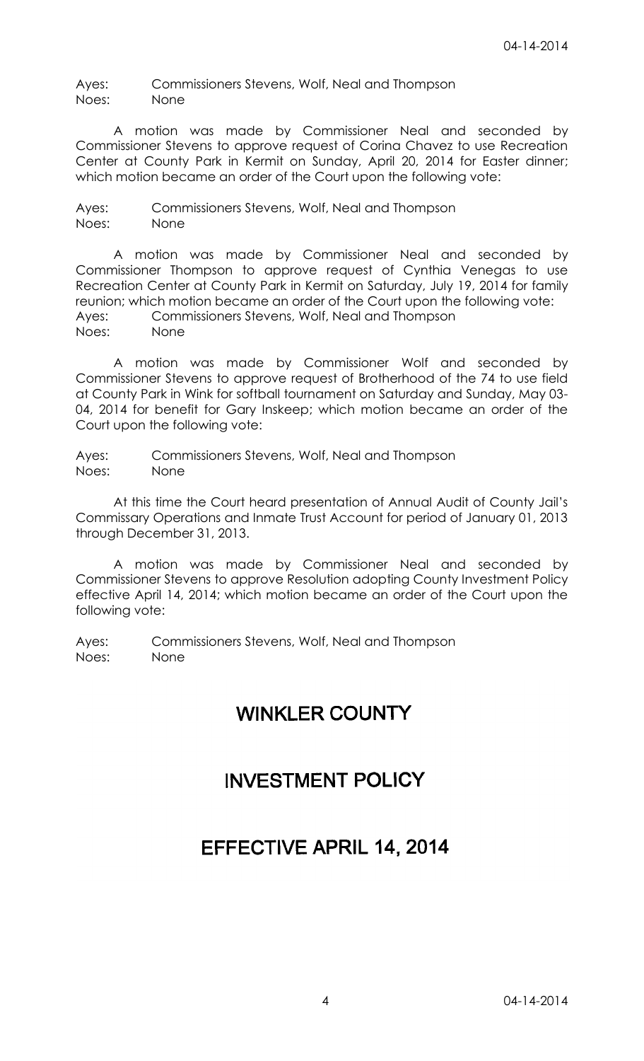Ayes: Commissioners Stevens, Wolf, Neal and Thompson
Noes: None

A motion was made by Commissioner Neal and seconded by Commissioner Stevens to approve request of Corina Chavez to use Recreation Center at County Park in Kermit on Sunday, April 20, 2014 for Easter dinner; which motion became an order of the Court upon the following vote:

Ayes: Commissioners Stevens, Wolf, Neal and Thompson
Noes: None

A motion was made by Commissioner Neal and seconded by Commissioner Thompson to approve request of Cynthia Venegas to use Recreation Center at County Park in Kermit on Saturday, July 19, 2014 for family reunion; which motion became an order of the Court upon the following vote:

Ayes: Commissioners Stevens, Wolf, Neal and Thompson
Noes: None

A motion was made by Commissioner Wolf and seconded by Commissioner Stevens to approve request of Brotherhood of the 74 to use field at County Park in Wink for softball tournament on Saturday and Sunday, May 03-04, 2014 for benefit for Gary Inskeep; which motion became an order of the Court upon the following vote:

Ayes: Commissioners Stevens, Wolf, Neal and Thompson
Noes: None

At this time the Court heard presentation of Annual Audit of County Jail's Commissary Operations and Inmate Trust Account for period of January 01, 2013 through December 31, 2013.

A motion was made by Commissioner Neal and seconded by Commissioner Stevens to approve Resolution adopting County Investment Policy effective April 14, 2014; which motion became an order of the Court upon the following vote:

Ayes: Commissioners Stevens, Wolf, Neal and Thompson
Noes: None

# WINKLER COUNTY

# INVESTMENT POLICY

# EFFECTIVE APRIL 14, 2014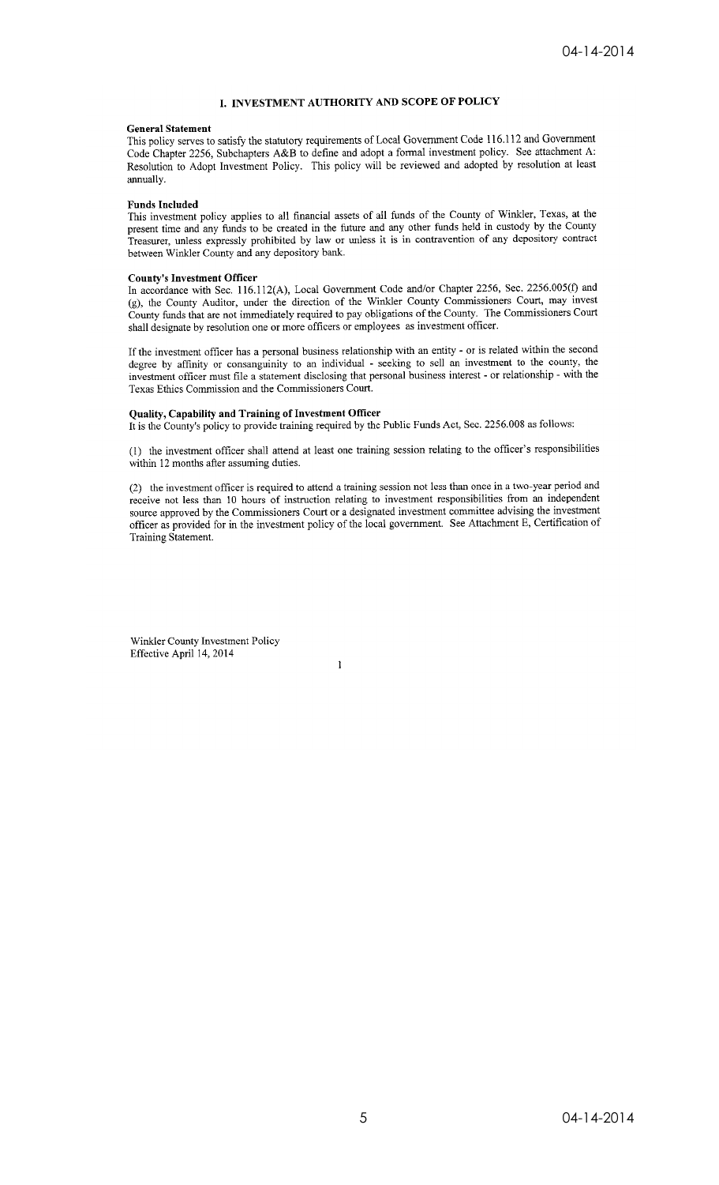## I. INVESTMENT AUTHORITY AND SCOPE OF POLICY

**General Statement**

This policy serves to satisfy the statutory requirements of Local Government Code 116.112 and Government Code Chapter 2256, Subchapters A&B to define and adopt a formal investment policy. See attachment A: Resolution to Adopt Investment Policy. This policy will be reviewed and adopted by resolution at least annually.

**Funds Included**

This investment policy applies to all financial assets of all funds of the County of Winkler, Texas, at the present time and any funds to be created in the future and any other funds held in custody by the County Treasurer, unless expressly prohibited by law or unless it is in contravention of any depository contract between Winkler County and any depository bank.

**County's Investment Officer**

In accordance with Sec. 116.112(A), Local Government Code and/or Chapter 2256, Sec. 2256.005(f) and (g), the County Auditor, under the direction of the Winkler County Commissioners Court, may invest County funds that are not immediately required to pay obligations of the County. The Commissioners Court shall designate by resolution one or more officers or employees as investment officer.

If the investment officer has a personal business relationship with an entity - or is related within the second degree by affinity or consanguinity to an individual - seeking to sell an investment to the county, the investment officer must file a statement disclosing that personal business interest - or relationship - with the Texas Ethics Commission and the Commissioners Court.

**Quality, Capability and Training of Investment Officer**

It is the County's policy to provide training required by the Public Funds Act, Sec. 2256.008 as follows:

(1) the investment officer shall attend at least one training session relating to the officer's responsibilities within 12 months after assuming duties.

(2) the investment officer is required to attend a training session not less than once in a two-year period and receive not less than 10 hours of instruction relating to investment responsibilities from an independent source approved by the Commissioners Court or a designated investment committee advising the investment officer as provided for in the investment policy of the local government. See Attachment E, Certification of Training Statement.

Winkler County Investment Policy
Effective April 14, 2014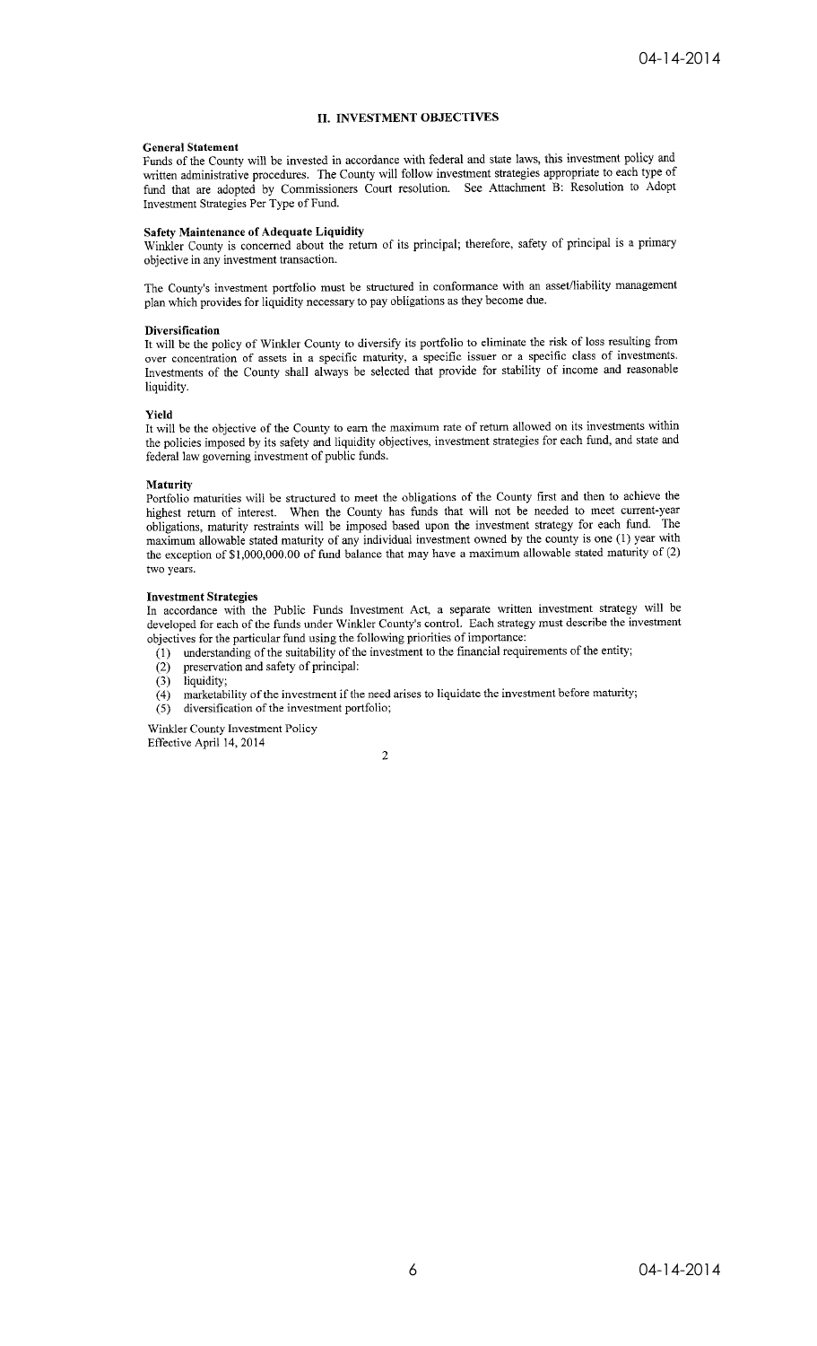## II. INVESTMENT OBJECTIVES

**General Statement**

Funds of the County will be invested in accordance with federal and state laws, this investment policy and written administrative procedures. The County will follow investment strategies appropriate to each type of fund that are adopted by Commissioners Court resolution. See Attachment B: Resolution to Adopt Investment Strategies Per Type of Fund.

**Safety Maintenance of Adequate Liquidity**

Winkler County is concerned about the return of its principal; therefore, safety of principal is a primary objective in any investment transaction.

The County's investment portfolio must be structured in conformance with an asset/liability management plan which provides for liquidity necessary to pay obligations as they become due.

**Diversification**

It will be the policy of Winkler County to diversify its portfolio to eliminate the risk of loss resulting from over concentration of assets in a specific maturity, a specific issuer or a specific class of investments. Investments of the County shall always be selected that provide for stability of income and reasonable liquidity.

**Yield**

It will be the objective of the County to earn the maximum rate of return allowed on its investments within the policies imposed by its safety and liquidity objectives, investment strategies for each fund, and state and federal law governing investment of public funds.

**Maturity**

Portfolio maturities will be structured to meet the obligations of the County first and then to achieve the highest return of interest. When the County has funds that will not be needed to meet current-year obligations, maturity restraints will be imposed based upon the investment strategy for each fund. The maximum allowable stated maturity of any individual investment owned by the county is one (1) year with the exception of $1,000,000.00 of fund balance that may have a maximum allowable stated maturity of (2) two years.

**Investment Strategies**

In accordance with the Public Funds Investment Act, a separate written investment strategy will be developed for each of the funds under Winkler County's control. Each strategy must describe the investment objectives for the particular fund using the following priorities of importance:

(1) understanding of the suitability of the investment to the financial requirements of the entity;
(2) preservation and safety of principal:
(3) liquidity;
(4) marketability of the investment if the need arises to liquidate the investment before maturity;
(5) diversification of the investment portfolio;

Winkler County Investment Policy
Effective April 14, 2014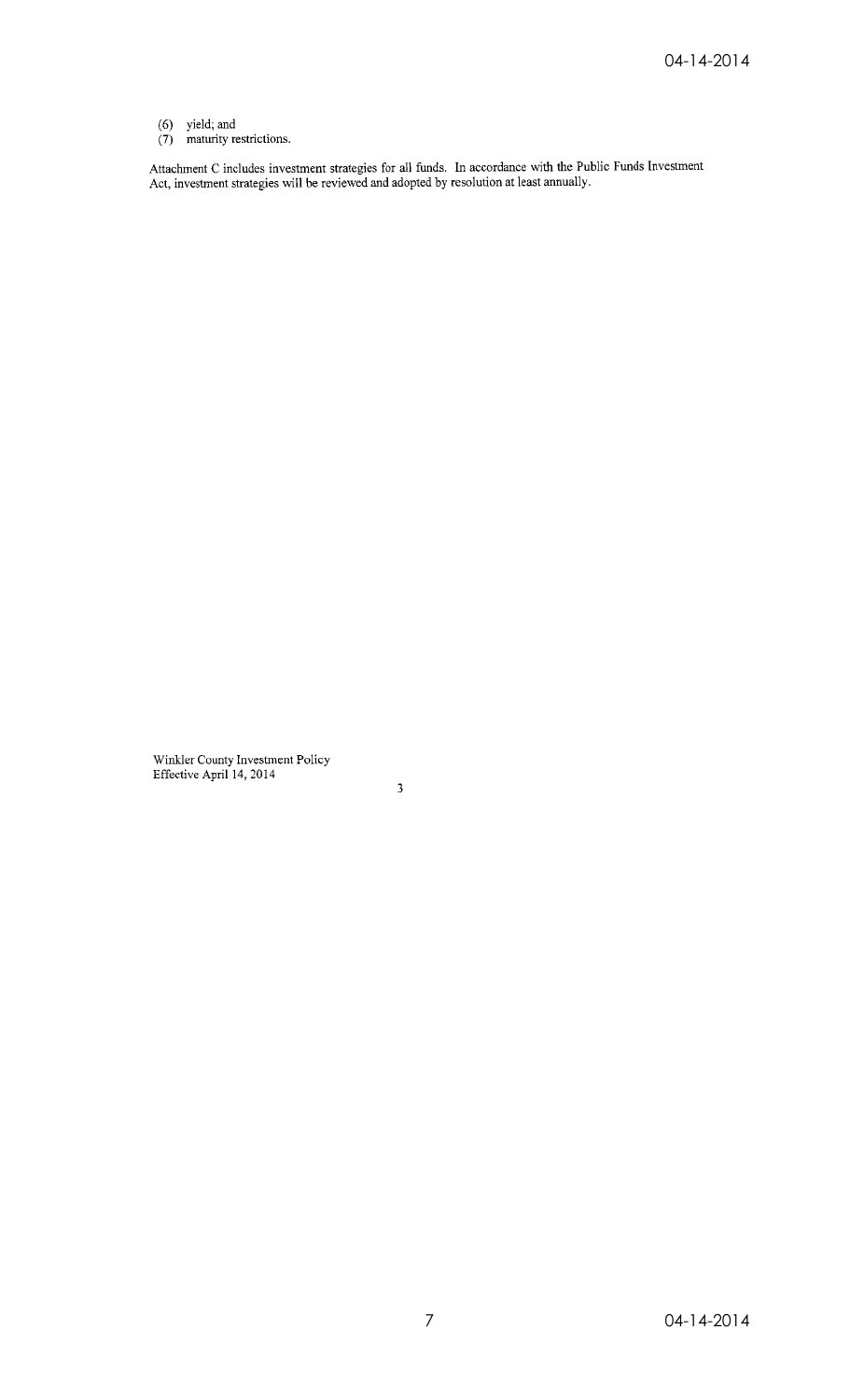(6) yield; and
(7) maturity restrictions.

Attachment C includes investment strategies for all funds. In accordance with the Public Funds Investment Act, investment strategies will be reviewed and adopted by resolution at least annually.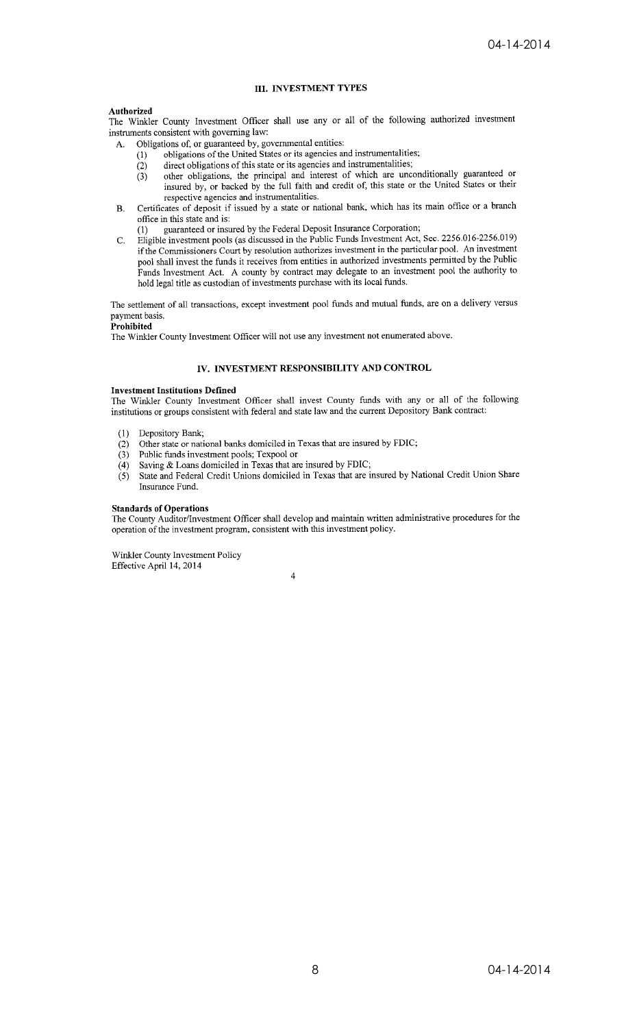## III. INVESTMENT TYPES

**Authorized**

The Winkler County Investment Officer shall use any or all of the following authorized investment instruments consistent with governing law:

A. Obligations of, or guaranteed by, governmental entities:
   (1) obligations of the United States or its agencies and instrumentalities;
   (2) direct obligations of this state or its agencies and instrumentalities;
   (3) other obligations, the principal and interest of which are unconditionally guaranteed or insured by, or backed by the full faith and credit of, this state or the United States or their respective agencies and instrumentalities.

B. Certificates of deposit if issued by a state or national bank, which has its main office or a branch office in this state and is:
   (1) guaranteed or insured by the Federal Deposit Insurance Corporation;

C. Eligible investment pools (as discussed in the Public Funds Investment Act, Sec. 2256.016-2256.019) if the Commissioners Court by resolution authorizes investment in the particular pool. An investment pool shall invest the funds it receives from entities in authorized investments permitted by the Public Funds Investment Act. A county by contract may delegate to an investment pool the authority to hold legal title as custodian of investments purchase with its local funds.

The settlement of all transactions, except investment pool funds and mutual funds, are on a delivery versus payment basis.

**Prohibited**

The Winkler County Investment Officer will not use any investment not enumerated above.

## IV. INVESTMENT RESPONSIBILITY AND CONTROL

**Investment Institutions Defined**

The Winkler County Investment Officer shall invest County funds with any or all of the following institutions or groups consistent with federal and state law and the current Depository Bank contract:

(1) Depository Bank;
(2) Other state or national banks domiciled in Texas that are insured by FDIC;
(3) Public funds investment pools; Texpool or
(4) Saving & Loans domiciled in Texas that are insured by FDIC;
(5) State and Federal Credit Unions domiciled in Texas that are insured by National Credit Union Share Insurance Fund.

**Standards of Operations**

The County Auditor/Investment Officer shall develop and maintain written administrative procedures for the operation of the investment program, consistent with this investment policy.

Winkler County Investment Policy
Effective April 14, 2014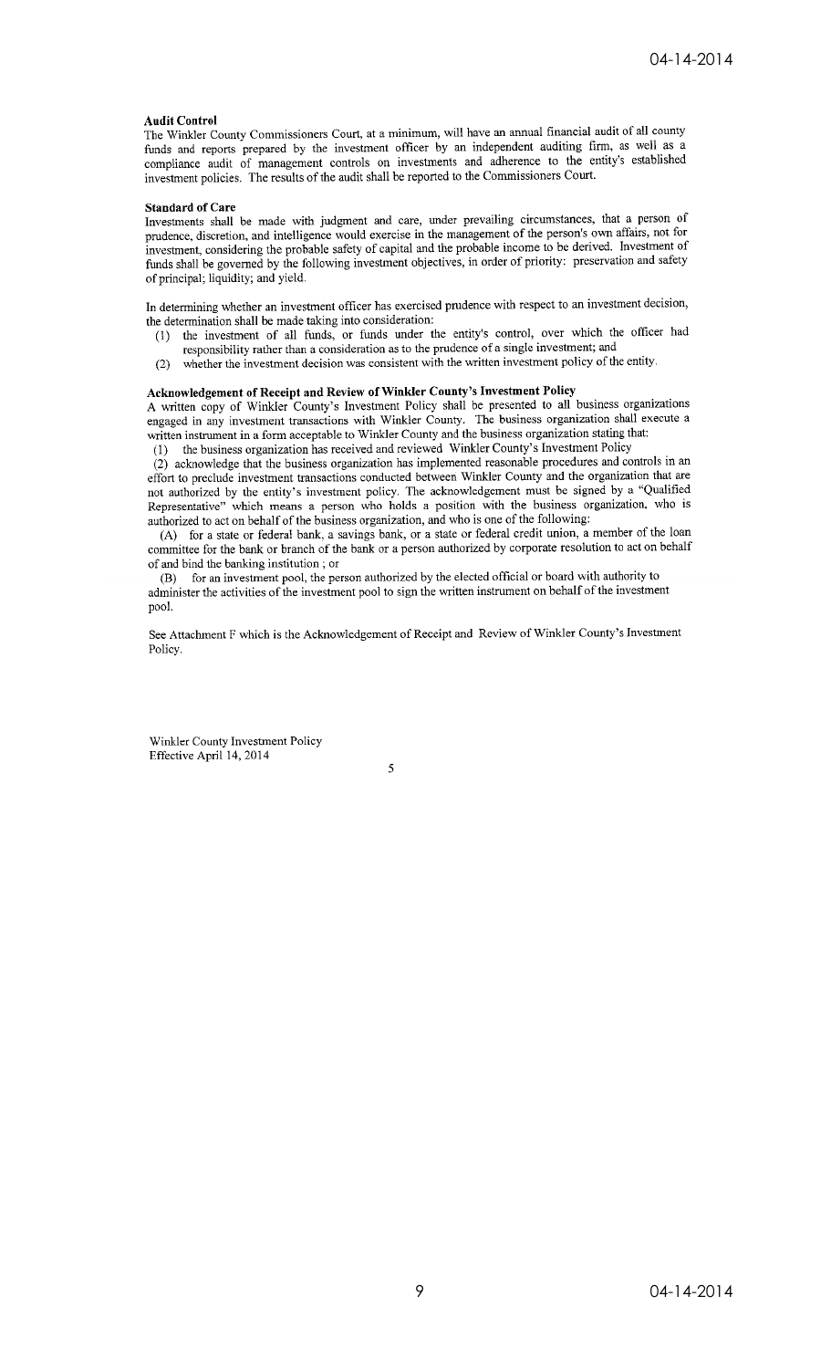**Audit Control**

The Winkler County Commissioners Court, at a minimum, will have an annual financial audit of all county funds and reports prepared by the investment officer by an independent auditing firm, as well as a compliance audit of management controls on investments and adherence to the entity's established investment policies. The results of the audit shall be reported to the Commissioners Court.

**Standard of Care**

Investments shall be made with judgment and care, under prevailing circumstances, that a person of prudence, discretion, and intelligence would exercise in the management of the person's own affairs, not for investment, considering the probable safety of capital and the probable income to be derived. Investment of funds shall be governed by the following investment objectives, in order of priority: preservation and safety of principal; liquidity; and yield.

In determining whether an investment officer has exercised prudence with respect to an investment decision, the determination shall be made taking into consideration:

(1) the investment of all funds, or funds under the entity's control, over which the officer had responsibility rather than a consideration as to the prudence of a single investment; and

(2) whether the investment decision was consistent with the written investment policy of the entity.

**Acknowledgement of Receipt and Review of Winkler County's Investment Policy**

A written copy of Winkler County's Investment Policy shall be presented to all business organizations engaged in any investment transactions with Winkler County. The business organization shall execute a written instrument in a form acceptable to Winkler County and the business organization stating that:

(1) the business organization has received and reviewed Winkler County's Investment Policy

(2) acknowledge that the business organization has implemented reasonable procedures and controls in an effort to preclude investment transactions conducted between Winkler County and the organization that are not authorized by the entity's investment policy. The acknowledgement must be signed by a "Qualified Representative" which means a person who holds a position with the business organization, who is authorized to act on behalf of the business organization, and who is one of the following:

(A) for a state or federal bank, a savings bank, or a state or federal credit union, a member of the loan committee for the bank or branch of the bank or a person authorized by corporate resolution to act on behalf of and bind the banking institution ; or

(B) for an investment pool, the person authorized by the elected official or board with authority to administer the activities of the investment pool to sign the written instrument on behalf of the investment pool.

See Attachment F which is the Acknowledgement of Receipt and Review of Winkler County's Investment Policy.

Winkler County Investment Policy
Effective April 14, 2014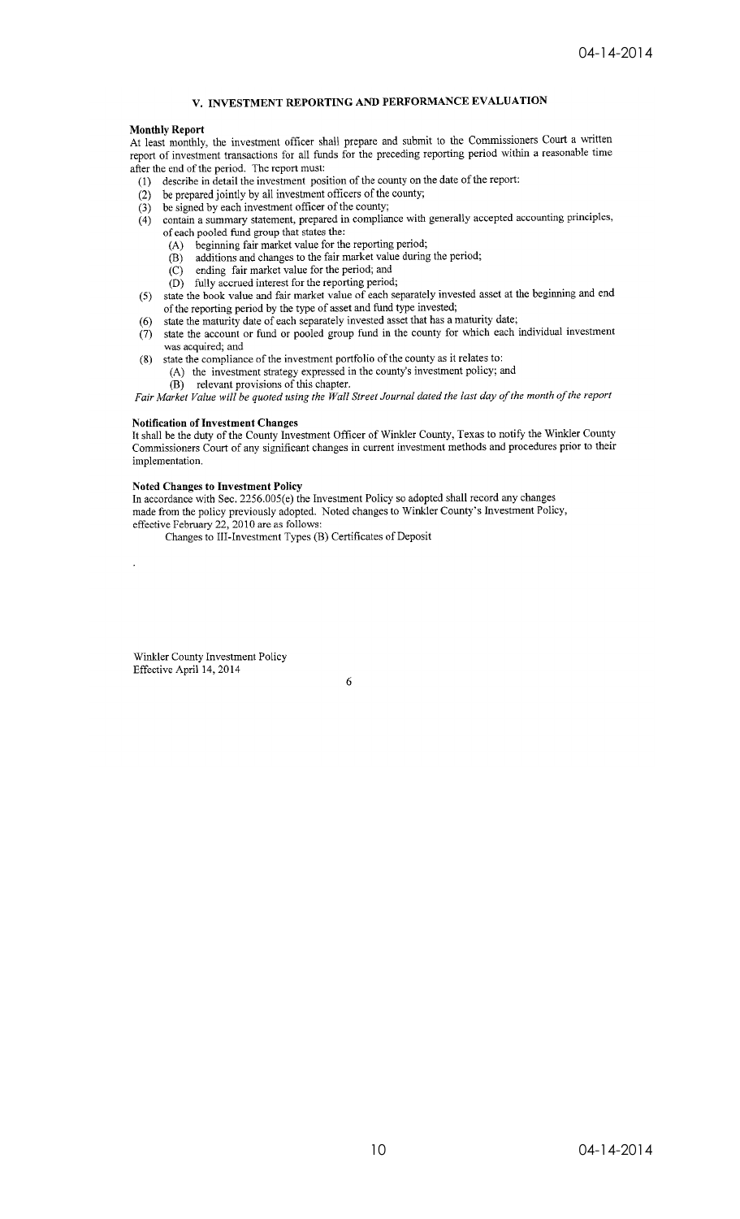## V. INVESTMENT REPORTING AND PERFORMANCE EVALUATION

**Monthly Report**

At least monthly, the investment officer shall prepare and submit to the Commissioners Court a written report of investment transactions for all funds for the preceding reporting period within a reasonable time after the end of the period. The report must:

(1) describe in detail the investment position of the county on the date of the report:
(2) be prepared jointly by all investment officers of the county;
(3) be signed by each investment officer of the county;
(4) contain a summary statement, prepared in compliance with generally accepted accounting principles, of each pooled fund group that states the:
    (A) beginning fair market value for the reporting period;
    (B) additions and changes to the fair market value during the period;
    (C) ending fair market value for the period; and
    (D) fully accrued interest for the reporting period;
(5) state the book value and fair market value of each separately invested asset at the beginning and end of the reporting period by the type of asset and fund type invested;
(6) state the maturity date of each separately invested asset that has a maturity date;
(7) state the account or fund or pooled group fund in the county for which each individual investment was acquired; and
(8) state the compliance of the investment portfolio of the county as it relates to:
    (A) the investment strategy expressed in the county's investment policy; and
    (B) relevant provisions of this chapter.

*Fair Market Value will be quoted using the Wall Street Journal dated the last day of the month of the report*

**Notification of Investment Changes**

It shall be the duty of the County Investment Officer of Winkler County, Texas to notify the Winkler County Commissioners Court of any significant changes in current investment methods and procedures prior to their implementation.

**Noted Changes to Investment Policy**

In accordance with Sec. 2256.005(e) the Investment Policy so adopted shall record any changes made from the policy previously adopted. Noted changes to Winkler County's Investment Policy, effective February 22, 2010 are as follows:

Changes to III-Investment Types (B) Certificates of Deposit

Winkler County Investment Policy
Effective April 14, 2014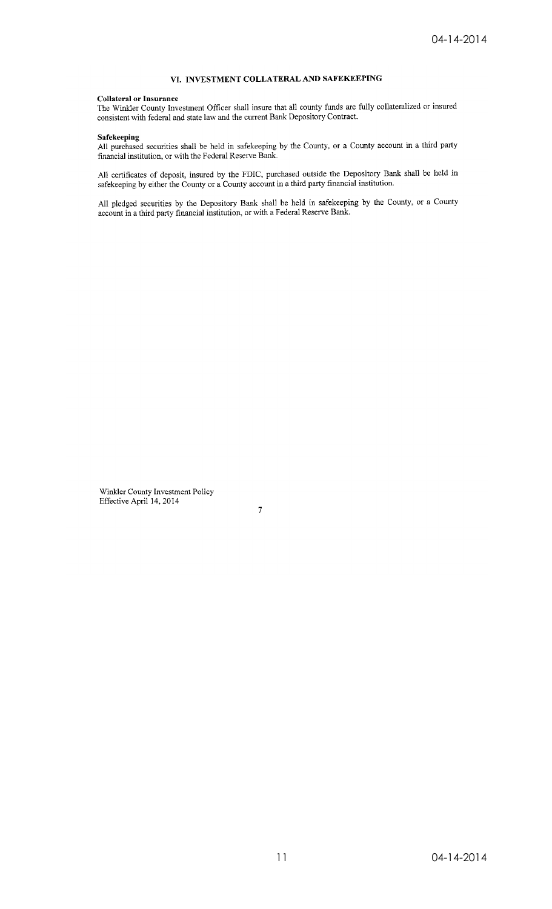## VI. INVESTMENT COLLATERAL AND SAFEKEEPING

**Collateral or Insurance**

The Winkler County Investment Officer shall insure that all county funds are fully collateralized or insured consistent with federal and state law and the current Bank Depository Contract.

**Safekeeping**

All purchased securities shall be held in safekeeping by the County, or a County account in a third party financial institution, or with the Federal Reserve Bank.

All certificates of deposit, insured by the FDIC, purchased outside the Depository Bank shall be held in safekeeping by either the County or a County account in a third party financial institution.

All pledged securities by the Depository Bank shall be held in safekeeping by the County, or a County account in a third party financial institution, or with a Federal Reserve Bank.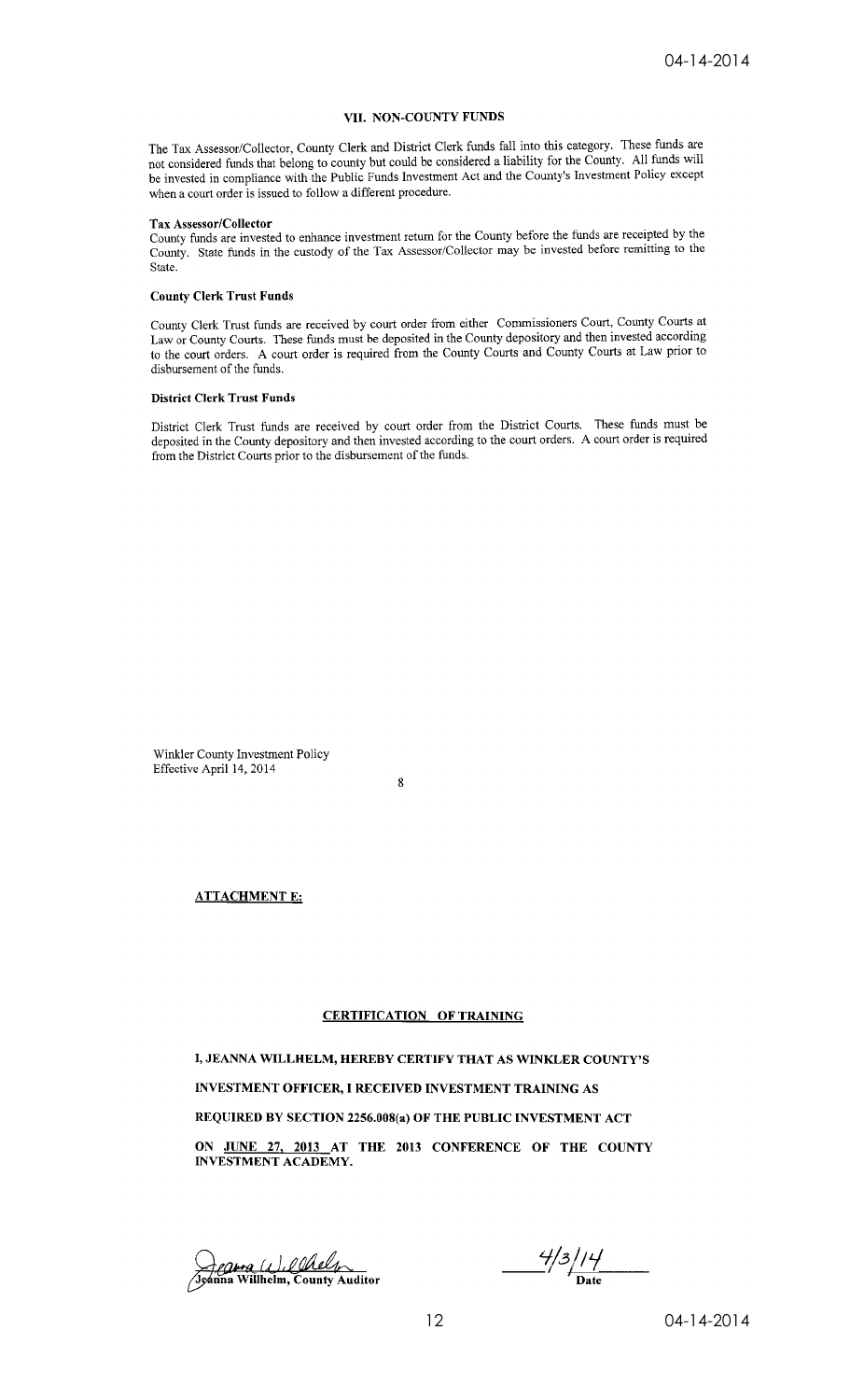### VII. NON-COUNTY FUNDS

The Tax Assessor/Collector, County Clerk and District Clerk funds fall into this category. These funds are not considered funds that belong to county but could be considered a liability for the County. All funds will be invested in compliance with the Public Funds Investment Act and the County's Investment Policy except when a court order is issued to follow a different procedure.

**Tax Assessor/Collector**

County funds are invested to enhance investment return for the County before the funds are receipted by the County. State funds in the custody of the Tax Assessor/Collector may be invested before remitting to the State.

**County Clerk Trust Funds**

County Clerk Trust funds are received by court order from either Commissioners Court, County Courts at Law or County Courts. These funds must be deposited in the County depository and then invested according to the court orders. A court order is required from the County Courts and County Courts at Law prior to disbursement of the funds.

**District Clerk Trust Funds**

District Clerk Trust funds are received by court order from the District Courts. These funds must be deposited in the County depository and then invested according to the court orders. A court order is required from the District Courts prior to the disbursement of the funds.

Winkler County Investment Policy
Effective April 14, 2014

8

**ATTACHMENT E:**

**CERTIFICATION OF TRAINING**

**I, JEANNA WILLHELM, HEREBY CERTIFY THAT AS WINKLER COUNTY'S INVESTMENT OFFICER, I RECEIVED INVESTMENT TRAINING AS REQUIRED BY SECTION 2256.008(a) OF THE PUBLIC INVESTMENT ACT ON JUNE 27, 2013 AT THE 2013 CONFERENCE OF THE COUNTY INVESTMENT ACADEMY.**

Jeanna Willhelm, County Auditor

4/3/14
Date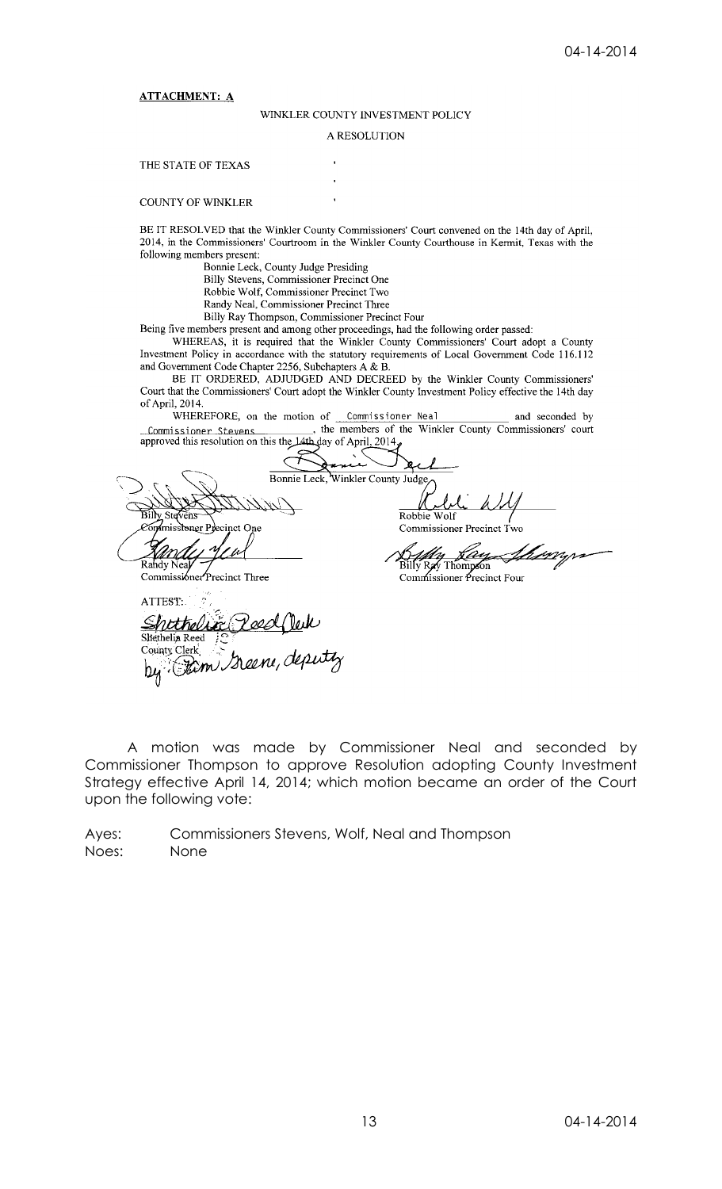**ATTACHMENT: A**

WINKLER COUNTY INVESTMENT POLICY

A RESOLUTION

THE STATE OF TEXAS '

'

COUNTY OF WINKLER '

BE IT RESOLVED that the Winkler County Commissioners' Court convened on the 14th day of April, 2014, in the Commissioners' Courtroom in the Winkler County Courthouse in Kermit, Texas with the following members present:

Bonnie Leck, County Judge Presiding
Billy Stevens, Commissioner Precinct One
Robbie Wolf, Commissioner Precinct Two
Randy Neal, Commissioner Precinct Three
Billy Ray Thompson, Commissioner Precinct Four

Being five members present and among other proceedings, had the following order passed:

WHEREAS, it is required that the Winkler County Commissioners' Court adopt a County Investment Policy in accordance with the statutory requirements of Local Government Code 116.112 and Government Code Chapter 2256, Subchapters A & B.

BE IT ORDERED, ADJUDGED AND DECREED by the Winkler County Commissioners' Court that the Commissioners' Court adopt the Winkler County Investment Policy effective the 14th day of April, 2014.

WHEREFORE, on the motion of Commissioner Neal and seconded by Commissioner Stevens, the members of the Winkler County Commissioners' court approved this resolution on this the 14th day of April, 2014.

Bonnie Leck, Winkler County Judge

Billy Stevens
Commissioner Precinct One

Robbie Wolf
Commissioner Precinct Two

Randy Neal
Commissioner Precinct Three

Billy Ray Thompson
Commissioner Precinct Four

ATTEST:

Shethelia Reed
County Clerk
by: Kim Greene, deputy

A motion was made by Commissioner Neal and seconded by Commissioner Thompson to approve Resolution adopting County Investment Strategy effective April 14, 2014; which motion became an order of the Court upon the following vote:

Ayes: Commissioners Stevens, Wolf, Neal and Thompson
Noes: None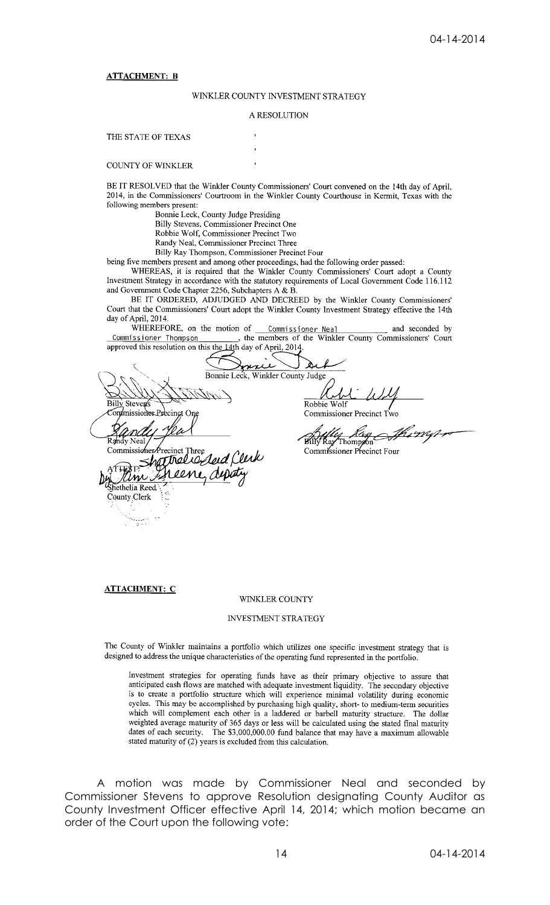**ATTACHMENT: B**

WINKLER COUNTY INVESTMENT STRATEGY

A RESOLUTION

THE STATE OF TEXAS

COUNTY OF WINKLER

BE IT RESOLVED that the Winkler County Commissioners' Court convened on the 14th day of April, 2014, in the Commissioners' Courtroom in the Winkler County Courthouse in Kermit, Texas with the following members present:

Bonnie Leck, County Judge Presiding
Billy Stevens, Commissioner Precinct One
Robbie Wolf, Commissioner Precinct Two
Randy Neal, Commissioner Precinct Three
Billy Ray Thompson, Commissioner Precinct Four

being five members present and among other proceedings, had the following order passed:

WHEREAS, it is required that the Winkler County Commissioners' Court adopt a County Investment Strategy in accordance with the statutory requirements of Local Government Code 116.112 and Government Code Chapter 2256, Subchapters A & B.

BE IT ORDERED, ADJUDGED AND DECREED by the Winkler County Commissioners' Court that the Commissioners' Court adopt the Winkler County Investment Strategy effective the 14th day of April, 2014.

WHEREFORE, on the motion of Commissioner Neal and seconded by Commissioner Thompson, the members of the Winkler County Commissioners' Court approved this resolution on this the 14th day of April, 2014.

Bonnie Leck, Winkler County Judge

Billy Stevens
Commissioner Precinct One

Robbie Wolf
Commissioner Precinct Two

Randy Neal
Commissioner Precinct Three

Billy Ray Thompson
Commissioner Precinct Four

ATTEST: Shethelia Reed Clerk
By Pam Greene, deputy
Shethelia Reed
County Clerk

**ATTACHMENT: C**

WINKLER COUNTY

INVESTMENT STRATEGY

The County of Winkler maintains a portfolio which utilizes one specific investment strategy that is designed to address the unique characteristics of the operating fund represented in the portfolio.

Investment strategies for operating funds have as their primary objective to assure that anticipated cash flows are matched with adequate investment liquidity. The secondary objective is to create a portfolio structure which will experience minimal volatility during economic cycles. This may be accomplished by purchasing high quality, short- to medium-term securities which will complement each other in a laddered or barbell maturity structure. The dollar weighted average maturity of 365 days or less will be calculated using the stated final maturity dates of each security. The $3,000,000.00 fund balance that may have a maximum allowable stated maturity of (2) years is excluded from this calculation.

A motion was made by Commissioner Neal and seconded by Commissioner Stevens to approve Resolution designating County Auditor as County Investment Officer effective April 14, 2014; which motion became an order of the Court upon the following vote: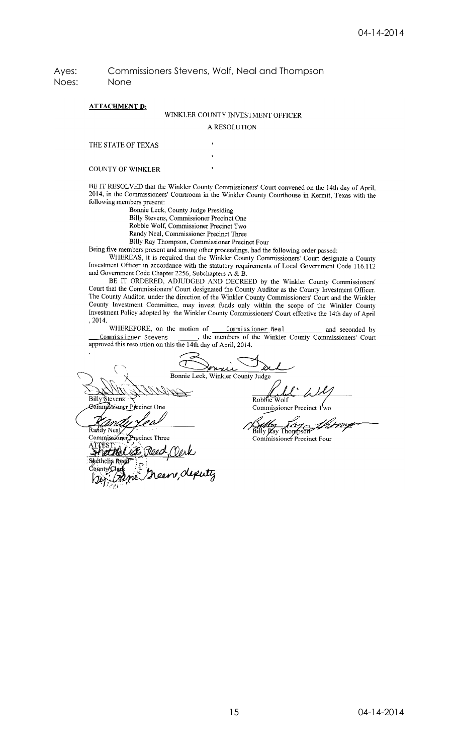Ayes: Commissioners Stevens, Wolf, Neal and Thompson
Noes: None

**ATTACHMENT D:**

WINKLER COUNTY INVESTMENT OFFICER

A RESOLUTION

THE STATE OF TEXAS

COUNTY OF WINKLER

BE IT RESOLVED that the Winkler County Commissioners' Court convened on the 14th day of April, 2014, in the Commissioners' Courtroom in the Winkler County Courthouse in Kermit, Texas with the following members present:

Bonnie Leck, County Judge Presiding
Billy Stevens, Commissioner Precinct One
Robbie Wolf, Commissioner Precinct Two
Randy Neal, Commissioner Precinct Three
Billy Ray Thompson, Commissioner Precinct Four

Being five members present and among other proceedings, had the following order passed:

WHEREAS, it is required that the Winkler County Commissioners' Court designate a County Investment Officer in accordance with the statutory requirements of Local Government Code 116.112 and Government Code Chapter 2256, Subchapters A & B.

BE IT ORDERED, ADJUDGED AND DECREED by the Winkler County Commissioners' Court that the Commissioners' Court designated the County Auditor as the County Investment Officer. The County Auditor, under the direction of the Winkler County Commissioners' Court and the Winkler County Investment Committee, may invest funds only within the scope of the Winkler County Investment Policy adopted by the Winkler County Commissioners' Court effective the 14th day of April , 2014.

WHEREFORE, on the motion of Commissioner Neal and seconded by Commissioner Stevens, the members of the Winkler County Commissioners' Court approved this resolution on this the 14th day of April, 2014.

Bonnie Leck, Winkler County Judge

Billy Stevens
Commissioner Precinct One

Robbie Wolf
Commissioner Precinct Two

Randy Neal
Commissioner Precinct Three

Billy Ray Thompson
Commissioner Precinct Four

ATTEST:
Shethelia Reed, Clerk
Shethelia Reed
County Clerk
By: Tami Greene, deputy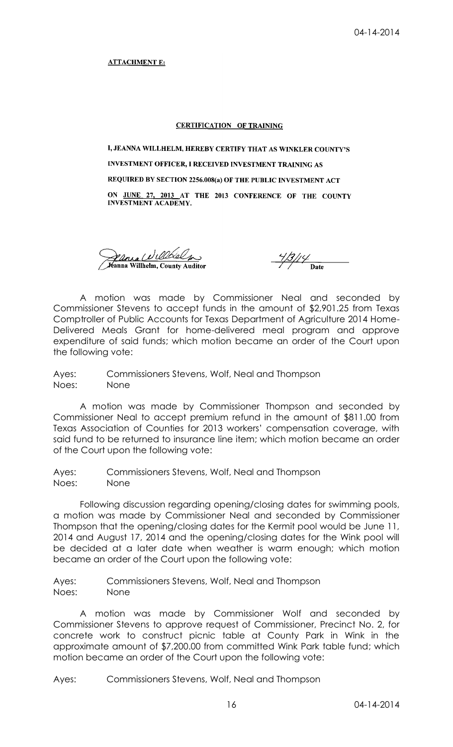**ATTACHMENT E:**

**CERTIFICATION OF TRAINING**

I, JEANNA WILLHELM, HEREBY CERTIFY THAT AS WINKLER COUNTY'S INVESTMENT OFFICER, I RECEIVED INVESTMENT TRAINING AS REQUIRED BY SECTION 2256.008(a) OF THE PUBLIC INVESTMENT ACT ON JUNE 27, 2013 AT THE 2013 CONFERENCE OF THE COUNTY INVESTMENT ACADEMY.

Jeanna Willhelm, County Auditor — 4/3/14 Date

A motion was made by Commissioner Neal and seconded by Commissioner Stevens to accept funds in the amount of $2,901.25 from Texas Comptroller of Public Accounts for Texas Department of Agriculture 2014 Home-Delivered Meals Grant for home-delivered meal program and approve expenditure of said funds; which motion became an order of the Court upon the following vote:

Ayes: Commissioners Stevens, Wolf, Neal and Thompson
Noes: None

A motion was made by Commissioner Thompson and seconded by Commissioner Neal to accept premium refund in the amount of $811.00 from Texas Association of Counties for 2013 workers' compensation coverage, with said fund to be returned to insurance line item; which motion became an order of the Court upon the following vote:

Ayes: Commissioners Stevens, Wolf, Neal and Thompson
Noes: None

Following discussion regarding opening/closing dates for swimming pools, a motion was made by Commissioner Neal and seconded by Commissioner Thompson that the opening/closing dates for the Kermit pool would be June 11, 2014 and August 17, 2014 and the opening/closing dates for the Wink pool will be decided at a later date when weather is warm enough; which motion became an order of the Court upon the following vote:

Ayes: Commissioners Stevens, Wolf, Neal and Thompson
Noes: None

A motion was made by Commissioner Wolf and seconded by Commissioner Stevens to approve request of Commissioner, Precinct No. 2, for concrete work to construct picnic table at County Park in Wink in the approximate amount of $7,200.00 from committed Wink Park table fund; which motion became an order of the Court upon the following vote:

Ayes: Commissioners Stevens, Wolf, Neal and Thompson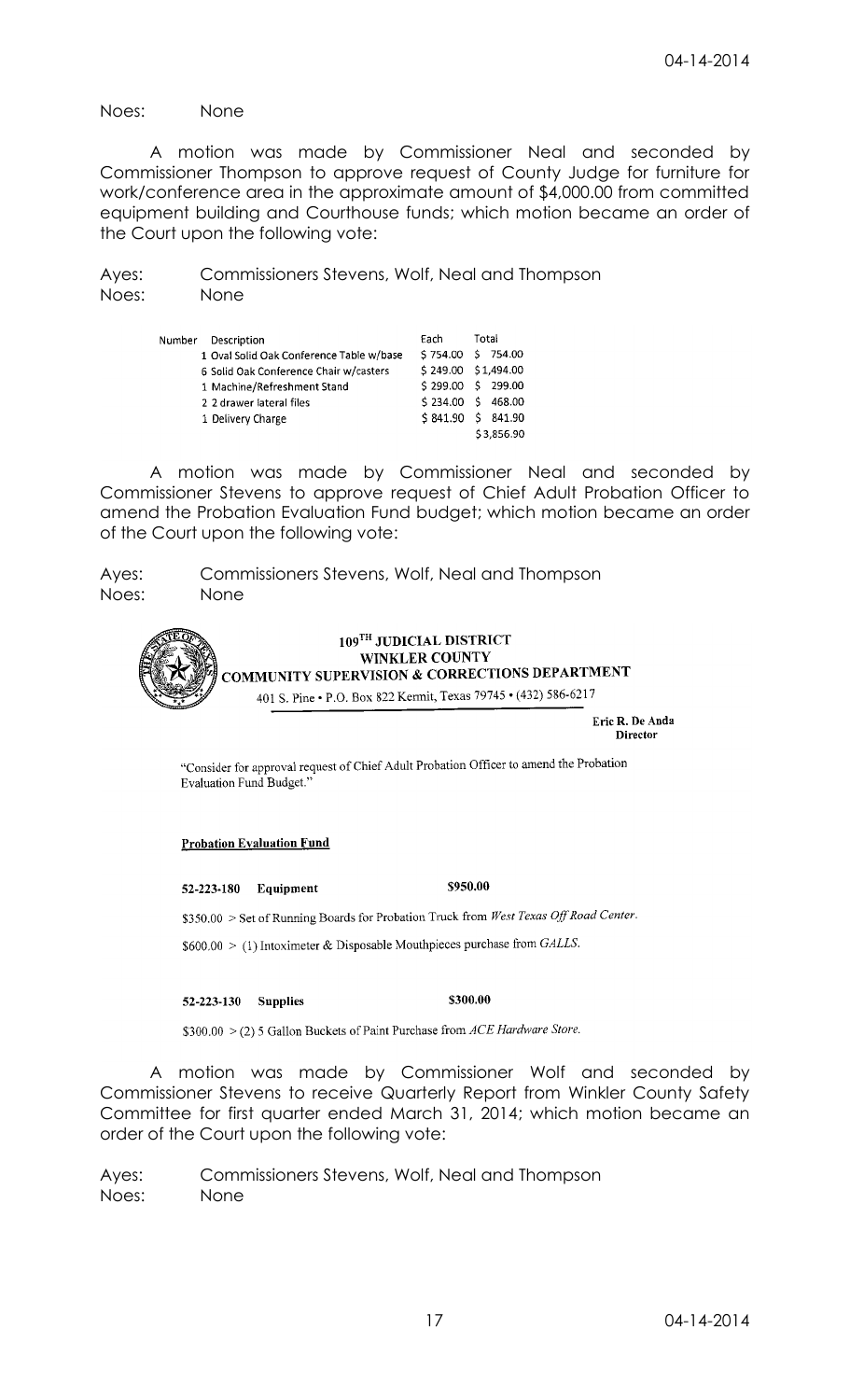Noes: None

A motion was made by Commissioner Neal and seconded by Commissioner Thompson to approve request of County Judge for furniture for work/conference area in the approximate amount of $4,000.00 from committed equipment building and Courthouse funds; which motion became an order of the Court upon the following vote:

Ayes: Commissioners Stevens, Wolf, Neal and Thompson
Noes: None

| Number | Description | Each | Total |
|---|---|---|---|
| 1 | Oval Solid Oak Conference Table w/base | $ 754.00 | $ 754.00 |
| 6 | Solid Oak Conference Chair w/casters | $ 249.00 | $1,494.00 |
| 1 | Machine/Refreshment Stand | $ 299.00 | $ 299.00 |
| 2 | 2 drawer lateral files | $ 234.00 | $ 468.00 |
| 1 | Delivery Charge | $ 841.90 | $ 841.90 |
| | | | $3,856.90 |

A motion was made by Commissioner Neal and seconded by Commissioner Stevens to approve request of Chief Adult Probation Officer to amend the Probation Evaluation Fund budget; which motion became an order of the Court upon the following vote:

Ayes: Commissioners Stevens, Wolf, Neal and Thompson
Noes: None

**109TH JUDICIAL DISTRICT**
**WINKLER COUNTY**
**COMMUNITY SUPERVISION & CORRECTIONS DEPARTMENT**
401 S. Pine • P.O. Box 822 Kermit, Texas 79745 • (432) 586-6217

**Eric R. De Anda**
**Director**

"Consider for approval request of Chief Adult Probation Officer to amend the Probation Evaluation Fund Budget."

**Probation Evaluation Fund**

**52-223-180 Equipment** **$950.00**

$350.00 > Set of Running Boards for Probation Truck from *West Texas Off Road Center*.

$600.00 > (1) Intoximeter & Disposable Mouthpieces purchase from *GALLS*.

**52-223-130 Supplies** **$300.00**

$300.00 > (2) 5 Gallon Buckets of Paint Purchase from *ACE Hardware Store*.

A motion was made by Commissioner Wolf and seconded by Commissioner Stevens to receive Quarterly Report from Winkler County Safety Committee for first quarter ended March 31, 2014; which motion became an order of the Court upon the following vote:

Ayes: Commissioners Stevens, Wolf, Neal and Thompson
Noes: None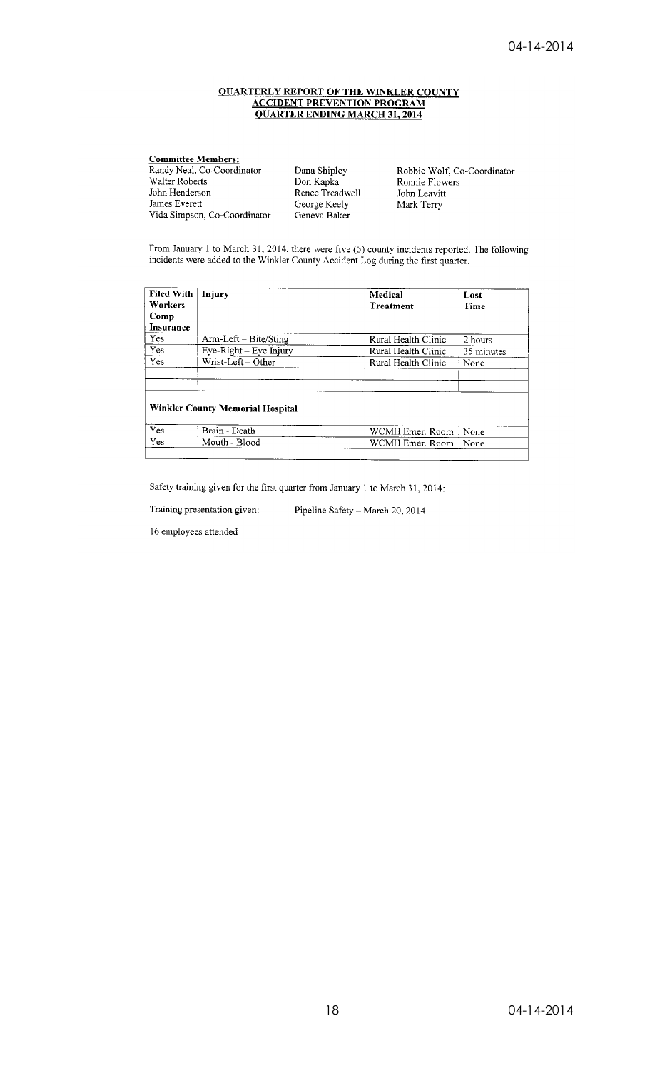# QUARTERLY REPORT OF THE WINKLER COUNTY ACCIDENT PREVENTION PROGRAM QUARTER ENDING MARCH 31, 2014

**Committee Members:**

Randy Neal, Co-Coordinator
Walter Roberts
John Henderson
James Everett
Vida Simpson, Co-Coordinator
Dana Shipley
Don Kapka
Renee Treadwell
George Keely
Geneva Baker
Robbie Wolf, Co-Coordinator
Ronnie Flowers
John Leavitt
Mark Terry

From January 1 to March 31, 2014, there were five (5) county incidents reported. The following incidents were added to the Winkler County Accident Log during the first quarter.

| Filed With Workers Comp Insurance | Injury | Medical Treatment | Lost Time |
|---|---|---|---|
| Yes | Arm-Left – Bite/Sting | Rural Health Clinic | 2 hours |
| Yes | Eye-Right – Eye Injury | Rural Health Clinic | 35 minutes |
| Yes | Wrist-Left – Other | Rural Health Clinic | None |
| | | | |
| | | | |
| **Winkler County Memorial Hospital** | | | |
| Yes | Brain - Death | WCMH Emer. Room | None |
| Yes | Mouth - Blood | WCMH Emer. Room | None |
| | | | |

Safety training given for the first quarter from January 1 to March 31, 2014:

Training presentation given: Pipeline Safety – March 20, 2014

16 employees attended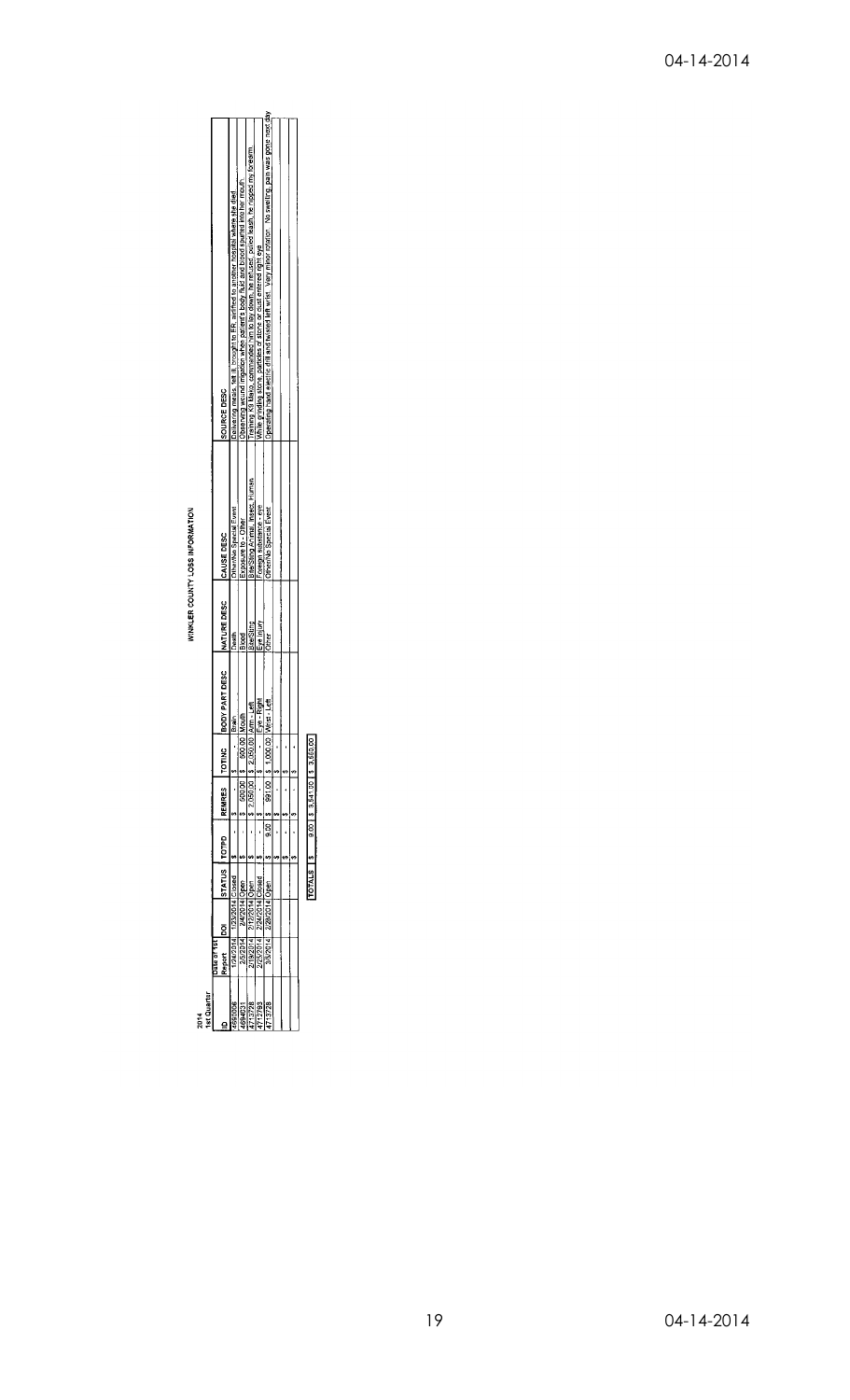2014
1st Quarter

WINKLER COUNTY LOSS INFORMATION

| ID | Date of 1st Report | DOI | STATUS | TOTPD | REMRES | TOTINC | BODY PART DESC | NATURE DESC | CAUSE DESC | SOURCE DESC |
|---|---|---|---|---|---|---|---|---|---|---|
| 4660006 | 1/24/2014 | 1/23/2014 | Closed | $ - | $ - | $ - | Brain | Death | Other/No Special Event | Delivering meals, felt ill, brought to ER, airlifted to another hospital where she died |
| 4694031 | 2/5/2014 | 2/4/2014 | Open | $ - | $ 500.00 | $ 500.00 | Mouth | Blood | Exposure to - Other | Observing wound irrigation when patient's body fluid and blood spurted into her mouth |
| 4713728 | 2/19/2014 | 2/12/2014 | Open | $ - | $ 2,050.00 | $ 2,050.00 | Arm - Left | Bite/Sting | Bite/Sting Animal, Insect, Human | Training K9 Marto, commanded him to lay down, he refused, pulled leash, he nipped my forearm |
| 4713783 | 2/25/2014 | 2/24/2014 | Closed | $ - | $ - | $ - | Eye - Right | Eye Injury | Foreign Substance - eye | While grinding stone, particles of stone or dust entered right eye |
| 4713728 | 3/5/2014 | 2/28/2014 | Open | $ 9.00 | $ 991.00 | $ 1,000.00 | Wrist - Left | Other | Other/No Special Event | Operating hand electric drill and twisted left wrist. Very minor rotation. No swelling, pain was gone next day |
| | | | | $ - | $ - | $ - | | | | |
| | | | | $ - | $ - | $ - | | | | |
| | | | | $ - | $ - | $ - | | | | |
| | | | TOTALS | $ 9.00 | $ 3,541.00 | $ 3,550.00 | | | | |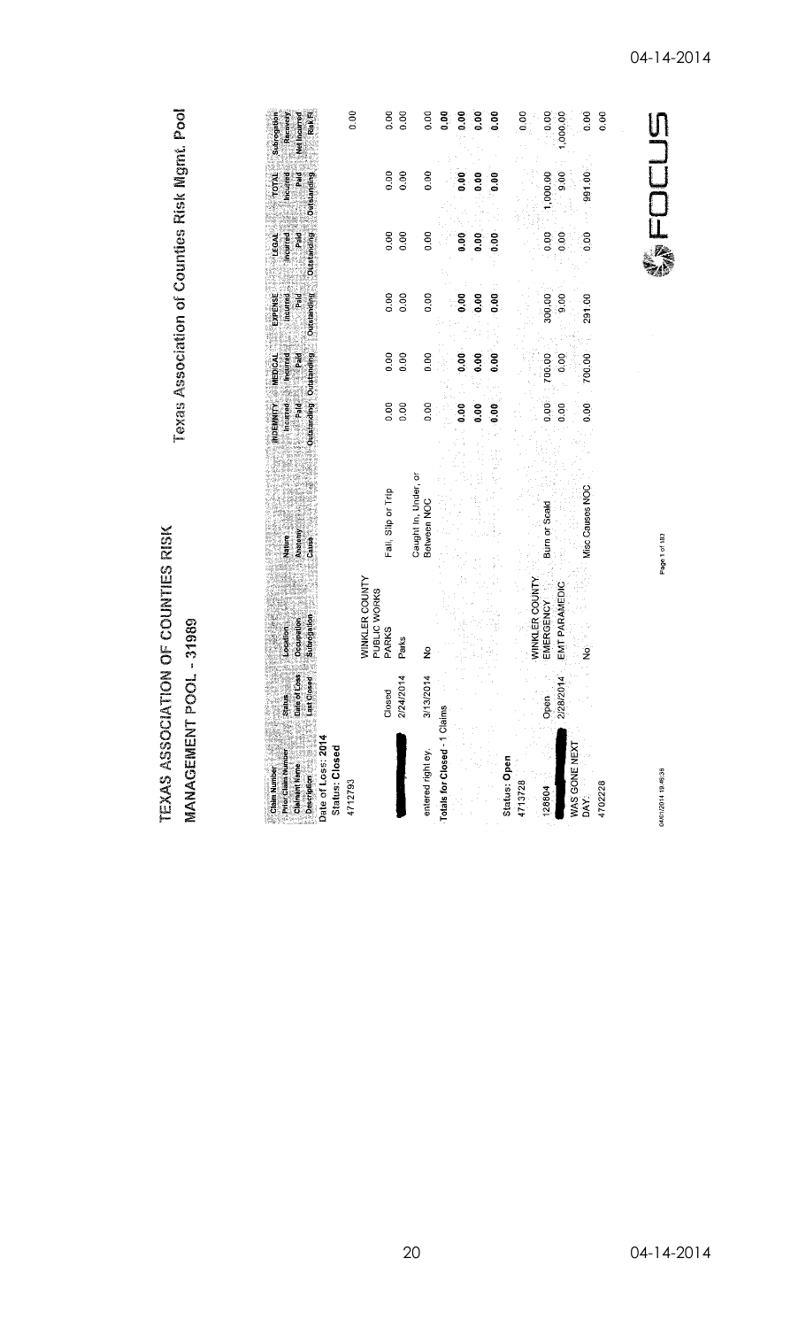# TEXAS ASSOCIATION OF COUNTIES RISK MANAGEMENT POOL - 31989

Texas Association of Counties Risk Mgmt. Pool

| Claim Number / Prior Claim Number / Claimant Name / Description | Status / Date of Loss / Last Closed | Location / Occupation / Subrogation | Nature / Anatomy / Cause | INDEMNITY Incurred / Paid / Outstanding | MEDICAL Incurred / Paid / Outstanding | EXPENSE Incurred / Paid / Outstanding | LEGAL Incurred / Paid / Outstanding | TOTAL Incurred / Paid / Outstanding | Subrogation Recovery / Net Incurred / Risk Fi |
|---|---|---|---|---|---|---|---|---|---|
| **Date of Loss: 2014** | | | | | | | | | |
| **Status: Closed** | | | | | | | | | |
| 4712793 | | WINKLER COUNTY PUBLIC WORKS PARKS | | | | | | | 0.00 |
| | Closed / 2/24/2014 | Parks | Fall, Slip or Trip | 0.00 / 0.00 | 0.00 / 0.00 | 0.00 / 0.00 | 0.00 / 0.00 | 0.00 / 0.00 | 0.00 / 0.00 |
| entered right ey. | 3/13/2014 | No | Caught In, Under, or Between NOC | 0.00 | 0.00 | 0.00 | 0.00 | 0.00 | 0.00 |
| **Totals for Closed - 1 Claims** | | | | **0.00** / **0.00** / **0.00** | **0.00** / **0.00** / **0.00** | **0.00** / **0.00** / **0.00** | **0.00** / **0.00** / **0.00** | **0.00** / **0.00** / **0.00** | **0.00** / **0.00** / **0.00** / **0.00** |
| **Status: Open** | | | | | | | | | |
| 4713728 | | | | | | | | | 0.00 |
| 126804 | Open / 2/28/2014 | WINKLER COUNTY EMERGENCY EMT PARAMEDIC | Burn or Scald | 0.00 / 0.00 | 700.00 / 0.00 | 300.00 / 9.00 | 0.00 / 0.00 | 1,000.00 / 9.00 | 0.00 / 1,000.00 |
| WAS GONE NEXT DAY. | | No | Misc Causes NOC | 0.00 | 700.00 | 291.00 | 0.00 | 991.00 | 0.00 |
| 4702228 | | | | | | | | | 0.00 |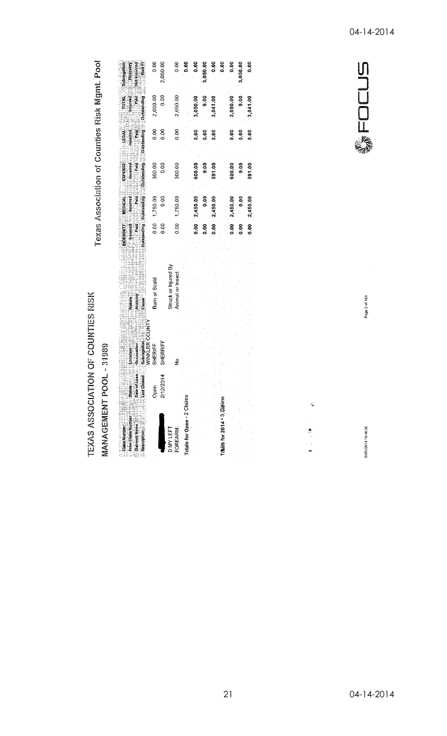# TEXAS ASSOCIATION OF COUNTIES RISK MANAGEMENT POOL - 31989

Texas Association of Counties Risk Mgmt. Pool

| Claim Number / Prior Claim Number / Claimant Name / Description | Status / Date of Loss / Last Closed | Location / Occupation / Subrogation | Nature / Anatomy / Cause | INDEMNITY Incurred / Paid / Outstanding | MEDICAL Incurred / Paid / Outstanding | EXPENSE Incurred / Paid / Outstanding | LEGAL Incurred / Paid / Outstanding | TOTAL Incurred / Paid / Outstanding | Subrogation / Recovery / Net Incurred / Risk Fr |
|---|---|---|---|---|---|---|---|---|---|
| | | WINKLER COUNTY | | | | | | | |
| [redacted] | Open | SHERIFF | Burn or Scald | 0.00 | 1,750.00 | 300.00 | 0.00 | 2,050.00 | 0.00 |
| | 2/12/2014 | SHERIFF | | 0.00 | 0.00 | 0.00 | 0.00 | 0.00 | 2,050.00 |
| D MY LEFT FOREARM. | | No | Struck or Injured By Animal or Insect | 0.00 | 1,750.00 | 300.00 | 0.00 | 2,050.00 | 0.00 |
| Totals for Open - 2 Claims | | | | 0.00 | 2,450.00 | 600.00 | 0.00 | 3,050.00 | 0.00 |
| | | | | 0.00 | 0.00 | 9.00 | 0.00 | 9.00 | 3,050.00 |
| | | | | 0.00 | 2,450.00 | 591.00 | 0.00 | 3,041.00 | 0.00 |
| Totals for 2014 - 3 Claims | | | | 0.00 | 2,450.00 | 600.00 | 0.00 | 3,050.00 | 0.00 |
| | | | | 0.00 | 0.00 | 9.00 | 0.00 | 9.00 | 3,050.00 |
| | | | | 0.00 | 2,450.00 | 591.00 | 0.00 | 3,041.00 | 0.00 |

04/01/2014 19:46:38

Page 2 of 163

FOCUS

04-14-2014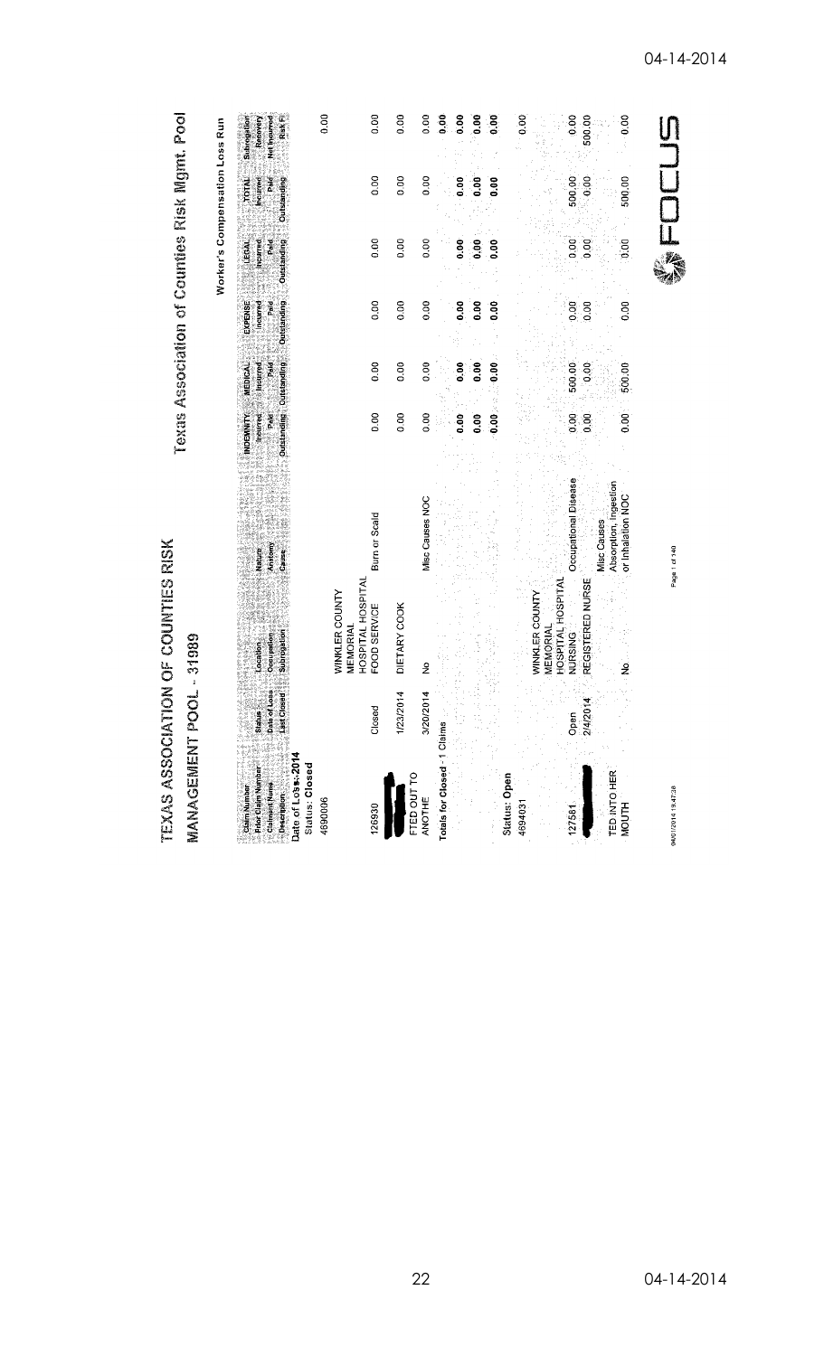# TEXAS ASSOCIATION OF COUNTIES RISK MANAGEMENT POOL - 31989

## Texas Association of Counties Risk Mgmt. Pool

### Worker's Compensation Loss Run

| Claim Number / Prior Claim Number / Claimant Name / Description | Status / Date of Loss / Last Closed | Location / Occupation / Subrogation | Nature / Anatomy / Cause | INDEMNITY Incurred / Paid / Outstanding | MEDICAL Incurred / Paid / Outstanding | EXPENSE Incurred / Paid / Outstanding | LEGAL Incurred / Paid / Outstanding | TOTAL Incurred / Paid / Outstanding | Subrogation Recovery / Net Incurred / Risk Fi |
|---|---|---|---|---|---|---|---|---|---|
| **Date of Loss: 2014** | | | | | | | | | |
| **Status: Closed** | | | | | | | | | |
| 4690006 | | WINKLER COUNTY MEMORIAL HOSPITAL HOSPITAL | | | | | | | 0.00 |
| 126930 | Closed | FOOD SERVICE | Burn or Scald | 0.00 | 0.00 | 0.00 | 0.00 | 0.00 | 0.00 |
| | 1/23/2014 | DIETARY COOK | | 0.00 | 0.00 | 0.00 | 0.00 | 0.00 | 0.00 |
| FTED OUT TO ANOTHE | 3/20/2014 | No | Misc Causes NOC | 0.00 | 0.00 | 0.00 | 0.00 | 0.00 | 0.00 |
| **Totals for Closed - 1 Claims** | | | | | | | | | 0.00 |
| | | | | 0.00 | 0.00 | 0.00 | 0.00 | 0.00 | 0.00 |
| | | | | 0.00 | 0.00 | 0.00 | 0.00 | 0.00 | 0.00 |
| | | | | 0.00 | 0.00 | 0.00 | 0.00 | 0.00 | 0.00 |
| **Status: Open** | | | | | | | | | |
| 4694031 | | WINKLER COUNTY MEMORIAL HOSPITAL HOSPITAL | | | | | | | 0.00 |
| 127561 | Open | NURSING | Occupational Disease | 0.00 | 500.00 | 0.00 | 0.00 | 500.00 | 0.00 |
| | 2/4/2014 | REGISTERED NURSE | | 0.00 | 0.00 | 0.00 | 0.00 | 0.00 | 500.00 |
| TED INTO HER MOUTH | | No | Misc Causes Absorption, Ingestion or Inhalation NOC | 0.00 | 500.00 | 0.00 | 0.00 | 500.00 | 0.00 |

04/01/2014 19:47:38

FOCUS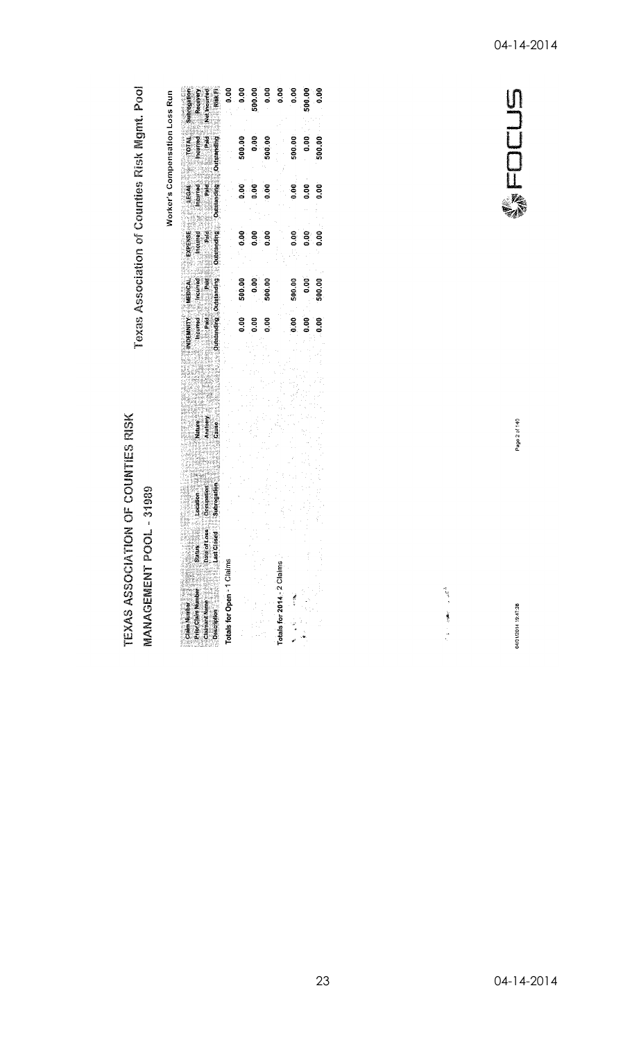# TEXAS ASSOCIATION OF COUNTIES RISK MANAGEMENT POOL - 31989

## Texas Association of Counties Risk Mgmt. Pool

### Worker's Compensation Loss Run

| Claim Number / Prior Claim Number / Claimant Name / Description | Status / Date of Loss / Last Closed | Location / Occupation / Subrogation | Nature / Anatomy / Cause | INDEMNITY Incurred / Paid / Outstanding | MEDICAL Incurred / Paid / Outstanding | EXPENSE Incurred / Paid / Outstanding | LEGAL Incurred / Paid / Outstanding | TOTAL Incurred / Paid / Outstanding | Subrogation / Recovery / Net Incurred / Risk Fi |
|---|---|---|---|---|---|---|---|---|---|
| **Totals for Open - 1 Claims** | | | | | | | | | 0.00 |
| | | | | 0.00 | 500.00 | 0.00 | 0.00 | 500.00 | 0.00 |
| | | | | 0.00 | 0.00 | 0.00 | 0.00 | 0.00 | 500.00 |
| | | | | 0.00 | 500.00 | 0.00 | 0.00 | 500.00 | 0.00 |
| **Totals for 2014 - 2 Claims** | | | | | | | | | 0.00 |
| | | | | 0.00 | 500.00 | 0.00 | 0.00 | 500.00 | 0.00 |
| | | | | 0.00 | 0.00 | 0.00 | 0.00 | 0.00 | 500.00 |
| | | | | 0.00 | 500.00 | 0.00 | 0.00 | 500.00 | 0.00 |

04/01/2014 19:47:38

Page 2 of 140

FOCUS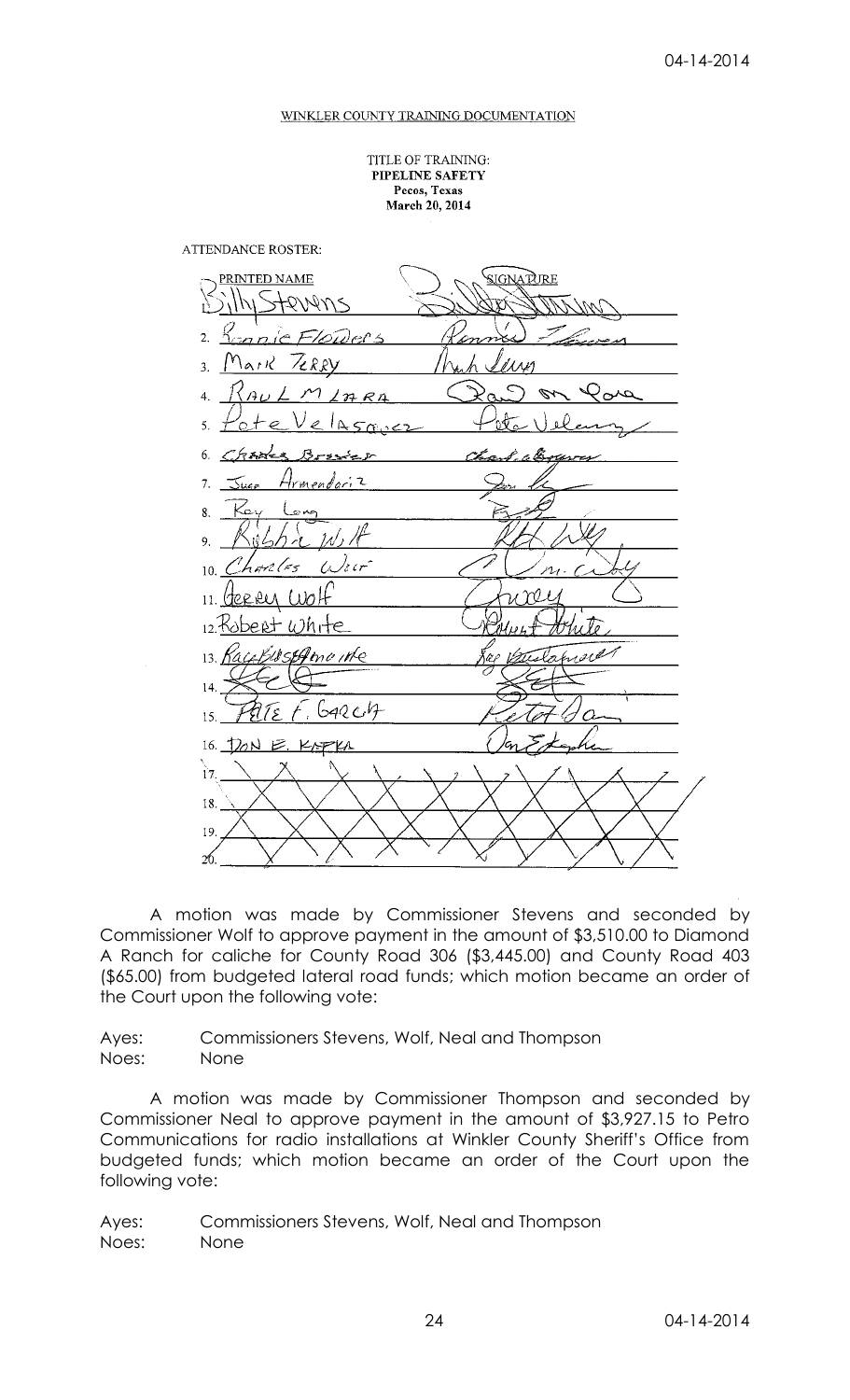WINKLER COUNTY TRAINING DOCUMENTATION

TITLE OF TRAINING:
**PIPELINE SAFETY**
**Pecos, Texas**
**March 20, 2014**

ATTENDANCE ROSTER:

| PRINTED NAME | SIGNATURE |
|---|---|
| 1. Billy Stevens | Billy Stevens |
| 2. Ronnie Flowers | Ronnie Flowers |
| 3. Mark Terry | Mark Terry |
| 4. Raul M Lara | Raul M Lara |
| 5. Pete Velasquez | Pete Velasquez |
| 6. Charles Brewer | Charles Brewer |
| 7. Juan Armendariz | Juan Armendariz |
| 8. Roy Long | Roy Long |
| 9. Robbie Wolf | Robbie Wolf |
| 10. Charles Weir | C. M. Weir |
| 11. Jerry Wolf | Jerry Wolf |
| 12. Robert White | Robert White |
| 13. Ray Bustamante | Ray Bustamante |
| 14. | |
| 15. Pete F. Garcia | Pete F. Garcia |
| 16. Don E. Kapka | Don E. Kapka |
| 17. | |
| 18. | |
| 19. | |
| 20. | |

A motion was made by Commissioner Stevens and seconded by Commissioner Wolf to approve payment in the amount of $3,510.00 to Diamond A Ranch for caliche for County Road 306 ($3,445.00) and County Road 403 ($65.00) from budgeted lateral road funds; which motion became an order of the Court upon the following vote:

Ayes: Commissioners Stevens, Wolf, Neal and Thompson
Noes: None

A motion was made by Commissioner Thompson and seconded by Commissioner Neal to approve payment in the amount of $3,927.15 to Petro Communications for radio installations at Winkler County Sheriff's Office from budgeted funds; which motion became an order of the Court upon the following vote:

Ayes: Commissioners Stevens, Wolf, Neal and Thompson
Noes: None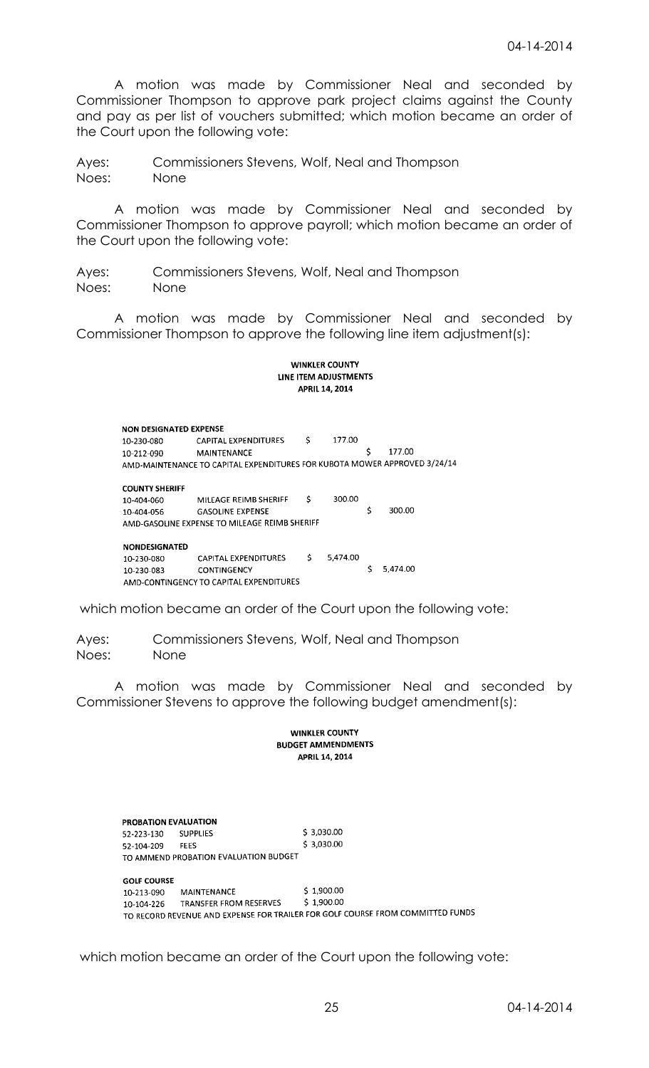A motion was made by Commissioner Neal and seconded by Commissioner Thompson to approve park project claims against the County and pay as per list of vouchers submitted; which motion became an order of the Court upon the following vote:

Ayes: Commissioners Stevens, Wolf, Neal and Thompson
Noes: None

A motion was made by Commissioner Neal and seconded by Commissioner Thompson to approve payroll; which motion became an order of the Court upon the following vote:

Ayes: Commissioners Stevens, Wolf, Neal and Thompson
Noes: None

A motion was made by Commissioner Neal and seconded by Commissioner Thompson to approve the following line item adjustment(s):

**WINKLER COUNTY**
**LINE ITEM ADJUSTMENTS**
**APRIL 14, 2014**

| | | | |
|---|---|---|---|
| **NON DESIGNATED EXPENSE** | | | |
| 10-230-080 | CAPITAL EXPENDITURES | $ 177.00 | |
| 10-212-090 | MAINTENANCE | | $ 177.00 |
| AMD-MAINTENANCE TO CAPITAL EXPENDITURES FOR KUBOTA MOWER APPROVED 3/24/14 | | | |
| **COUNTY SHERIFF** | | | |
| 10-404-060 | MILEAGE REIMB SHERIFF | $ 300.00 | |
| 10-404-056 | GASOLINE EXPENSE | | $ 300.00 |
| AMD-GASOLINE EXPENSE TO MILEAGE REIMB SHERIFF | | | |
| **NONDESIGNATED** | | | |
| 10-230-080 | CAPITAL EXPENDITURES | $ 5,474.00 | |
| 10-230-083 | CONTINGENCY | | $ 5,474.00 |
| AMD-CONTINGENCY TO CAPITAL EXPENDITURES | | | |

which motion became an order of the Court upon the following vote:

Ayes: Commissioners Stevens, Wolf, Neal and Thompson
Noes: None

A motion was made by Commissioner Neal and seconded by Commissioner Stevens to approve the following budget amendment(s):

**WINKLER COUNTY**
**BUDGET AMMENDMENTS**
**APRIL 14, 2014**

| | | |
|---|---|---|
| **PROBATION EVALUATION** | | |
| 52-223-130 | SUPPLIES | $ 3,030.00 |
| 52-104-209 | FEES | $ 3,030.00 |
| TO AMMEND PROBATION EVALUATION BUDGET | | |
| **GOLF COURSE** | | |
| 10-213-090 | MAINTENANCE | $ 1,900.00 |
| 10-104-226 | TRANSFER FROM RESERVES | $ 1,900.00 |
| TO RECORD REVENUE AND EXPENSE FOR TRAILER FOR GOLF COURSE FROM COMMITTED FUNDS | | |

which motion became an order of the Court upon the following vote: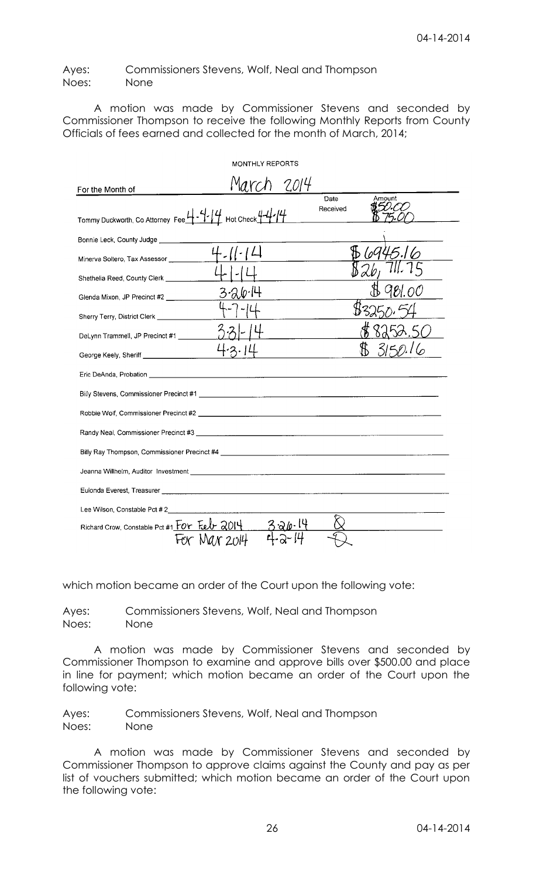Ayes: Commissioners Stevens, Wolf, Neal and Thompson
Noes: None

A motion was made by Commissioner Stevens and seconded by Commissioner Thompson to receive the following Monthly Reports from County Officials of fees earned and collected for the month of March, 2014;

MONTHLY REPORTS

For the Month of March 2014

| | Date Received | Amount |
|---|---|---|
| Tommy Duckworth, Co Attorney Fee | 4-4-14 | $50.00 |
| Hot Check | 4-4-14 | $75.00 |
| Bonnie Leck, County Judge | | |
| Minerva Soltero, Tax Assessor | 4-11-14 | $6945.16 |
| Shethelia Reed, County Clerk | 4-1-14 | $26,711.75 |
| Glenda Mixon, JP Precinct #2 | 3-26-14 | $981.00 |
| Sherry Terry, District Clerk | 4-7-14 | $3250.54 |
| DeLynn Trammell, JP Precinct #1 | 3-31-14 | $8252.50 |
| George Keely, Sheriff | 4-3-14 | $3150.16 |
| Eric DeAnda, Probation | | |
| Billy Stevens, Commissioner Precinct #1 | | |
| Robbie Wolf, Commissioner Precinct #2 | | |
| Randy Neal, Commissioner Precinct #3 | | |
| Billy Ray Thompson, Commissioner Precinct #4 | | |
| Jeanna Willhelm, Auditor Investment | | |
| Eulonda Everest, Treasurer | | |
| Lee Wilson, Constable Pct # 2 | | |
| Richard Crow, Constable Pct #1 For Feb 2014 | 3-26-14 | 0 |
| For Mar 2014 | 4-2-14 | 0 |

which motion became an order of the Court upon the following vote:

Ayes: Commissioners Stevens, Wolf, Neal and Thompson
Noes: None

A motion was made by Commissioner Stevens and seconded by Commissioner Thompson to examine and approve bills over $500.00 and place in line for payment; which motion became an order of the Court upon the following vote:

Ayes: Commissioners Stevens, Wolf, Neal and Thompson
Noes: None

A motion was made by Commissioner Stevens and seconded by Commissioner Thompson to approve claims against the County and pay as per list of vouchers submitted; which motion became an order of the Court upon the following vote: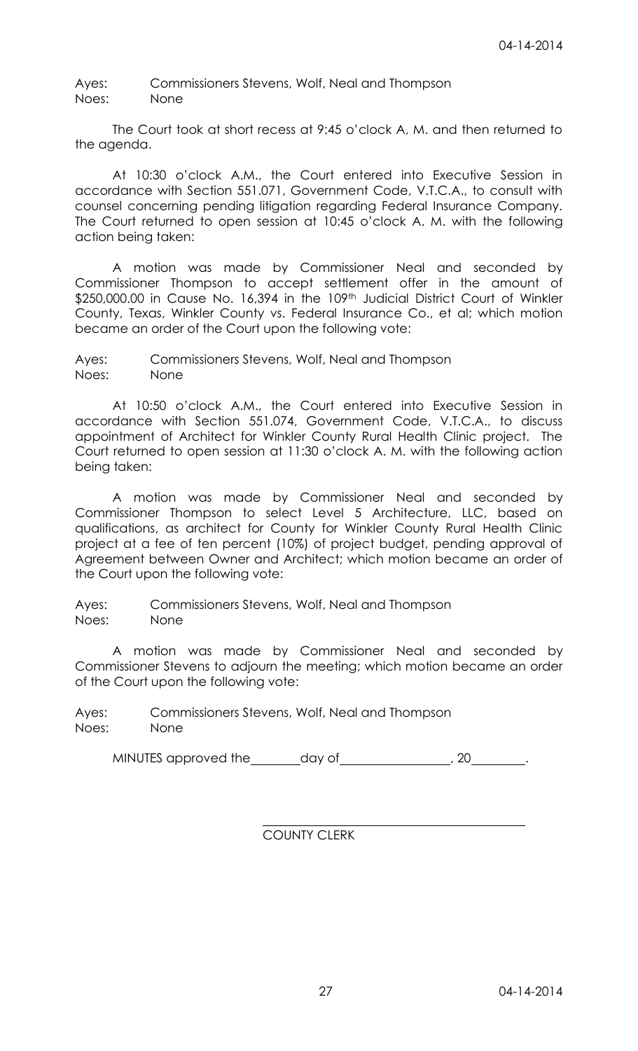Ayes: Commissioners Stevens, Wolf, Neal and Thompson
Noes: None

The Court took at short recess at 9:45 o'clock A, M. and then returned to the agenda.

At 10:30 o'clock A.M., the Court entered into Executive Session in accordance with Section 551.071, Government Code, V.T.C.A., to consult with counsel concerning pending litigation regarding Federal Insurance Company. The Court returned to open session at 10:45 o'clock A. M. with the following action being taken:

A motion was made by Commissioner Neal and seconded by Commissioner Thompson to accept settlement offer in the amount of $250,000.00 in Cause No. 16,394 in the 109th Judicial District Court of Winkler County, Texas, Winkler County vs. Federal Insurance Co., et al; which motion became an order of the Court upon the following vote:

Ayes: Commissioners Stevens, Wolf, Neal and Thompson
Noes: None

At 10:50 o'clock A.M., the Court entered into Executive Session in accordance with Section 551.074, Government Code, V.T.C.A., to discuss appointment of Architect for Winkler County Rural Health Clinic project. The Court returned to open session at 11:30 o'clock A. M. with the following action being taken:

A motion was made by Commissioner Neal and seconded by Commissioner Thompson to select Level 5 Architecture, LLC, based on qualifications, as architect for County for Winkler County Rural Health Clinic project at a fee of ten percent (10%) of project budget, pending approval of Agreement between Owner and Architect; which motion became an order of the Court upon the following vote:

Ayes: Commissioners Stevens, Wolf, Neal and Thompson
Noes: None

A motion was made by Commissioner Neal and seconded by Commissioner Stevens to adjourn the meeting; which motion became an order of the Court upon the following vote:

Ayes: Commissioners Stevens, Wolf, Neal and Thompson
Noes: None

MINUTES approved the ________ day of ________________, 20________.

______________________________
COUNTY CLERK